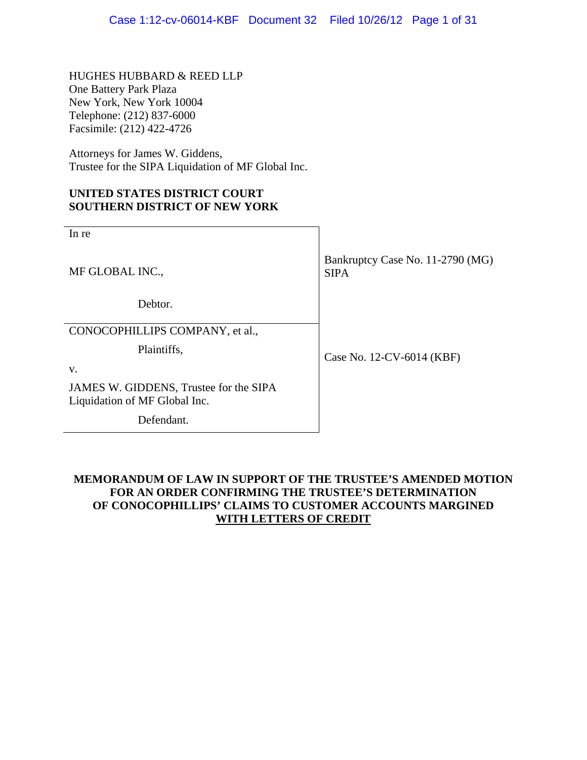HUGHES HUBBARD & REED LLP
One Battery Park Plaza
New York, New York 10004
Telephone: (212) 837-6000
Facsimile: (212) 422-4726

Attorneys for James W. Giddens,
Trustee for the SIPA Liquidation of MF Global Inc.

**UNITED STATES DISTRICT COURT**
**SOUTHERN DISTRICT OF NEW YORK**

| | |
|---|---|
| In re<br><br>MF GLOBAL INC.,<br><br>Debtor. | Bankruptcy Case No. 11-2790 (MG)<br>SIPA |
| CONOCOPHILLIPS COMPANY, et al.,<br><br>Plaintiffs,<br><br>v.<br><br>JAMES W. GIDDENS, Trustee for the SIPA Liquidation of MF Global Inc.<br><br>Defendant. | Case No. 12-CV-6014 (KBF) |

**MEMORANDUM OF LAW IN SUPPORT OF THE TRUSTEE'S AMENDED MOTION FOR AN ORDER CONFIRMING THE TRUSTEE'S DETERMINATION OF CONOCOPHILLIPS' CLAIMS TO CUSTOMER ACCOUNTS MARGINED WITH LETTERS OF CREDIT**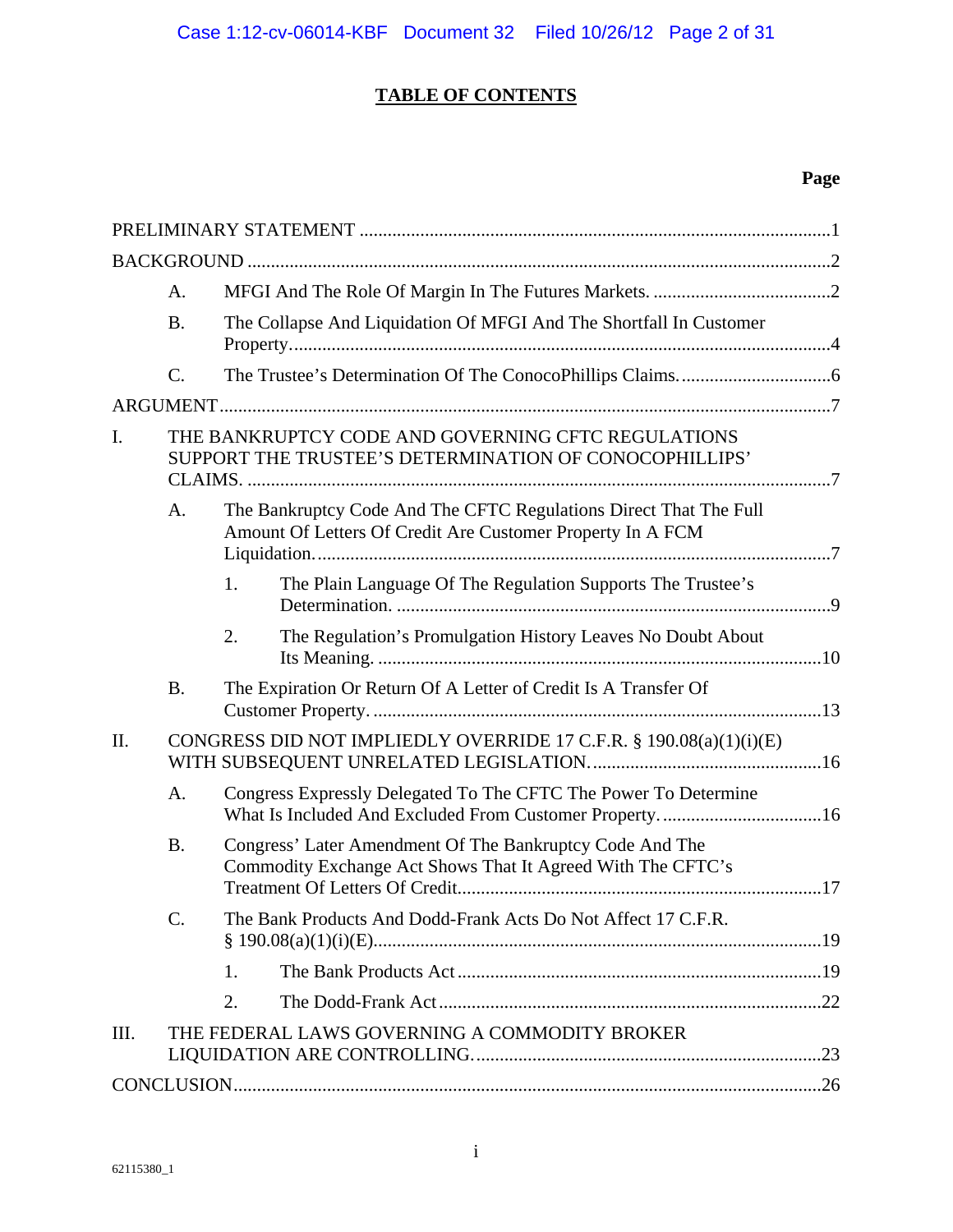# TABLE OF CONTENTS

| | Page |
|---|---|
| PRELIMINARY STATEMENT | 1 |
| BACKGROUND | 2 |
| A. MFGI And The Role Of Margin In The Futures Markets. | 2 |
| B. The Collapse And Liquidation Of MFGI And The Shortfall In Customer Property. | 4 |
| C. The Trustee's Determination Of The ConocoPhillips Claims. | 6 |
| ARGUMENT | 7 |
| I. THE BANKRUPTCY CODE AND GOVERNING CFTC REGULATIONS SUPPORT THE TRUSTEE'S DETERMINATION OF CONOCOPHILLIPS' CLAIMS. | 7 |
| A. The Bankruptcy Code And The CFTC Regulations Direct That The Full Amount Of Letters Of Credit Are Customer Property In A FCM Liquidation. | 7 |
| 1. The Plain Language Of The Regulation Supports The Trustee's Determination. | 9 |
| 2. The Regulation's Promulgation History Leaves No Doubt About Its Meaning. | 10 |
| B. The Expiration Or Return Of A Letter of Credit Is A Transfer Of Customer Property. | 13 |
| II. CONGRESS DID NOT IMPLIEDLY OVERRIDE 17 C.F.R. § 190.08(a)(1)(i)(E) WITH SUBSEQUENT UNRELATED LEGISLATION. | 16 |
| A. Congress Expressly Delegated To The CFTC The Power To Determine What Is Included And Excluded From Customer Property. | 16 |
| B. Congress' Later Amendment Of The Bankruptcy Code And The Commodity Exchange Act Shows That It Agreed With The CFTC's Treatment Of Letters Of Credit. | 17 |
| C. The Bank Products And Dodd-Frank Acts Do Not Affect 17 C.F.R. § 190.08(a)(1)(i)(E). | 19 |
| 1. The Bank Products Act | 19 |
| 2. The Dodd-Frank Act | 22 |
| III. THE FEDERAL LAWS GOVERNING A COMMODITY BROKER LIQUIDATION ARE CONTROLLING. | 23 |
| CONCLUSION | 26 |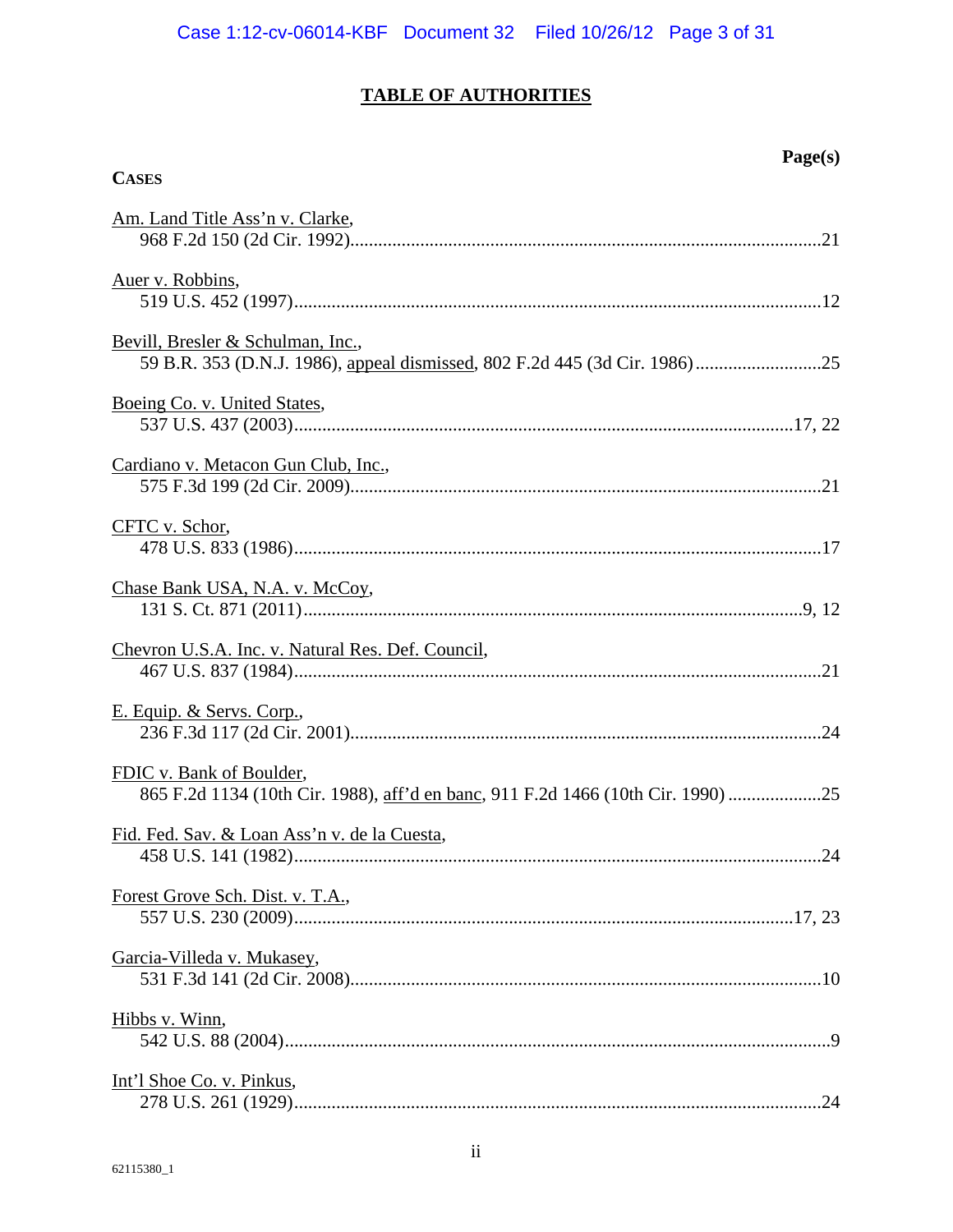## TABLE OF AUTHORITIES

**Page(s)**

**CASES**

Am. Land Title Ass'n v. Clarke,
968 F.2d 150 (2d Cir. 1992)....................21

Auer v. Robbins,
519 U.S. 452 (1997)....................12

Bevill, Bresler & Schulman, Inc.,
59 B.R. 353 (D.N.J. 1986), appeal dismissed, 802 F.2d 445 (3d Cir. 1986)....................25

Boeing Co. v. United States,
537 U.S. 437 (2003)....................17, 22

Cardiano v. Metacon Gun Club, Inc.,
575 F.3d 199 (2d Cir. 2009)....................21

CFTC v. Schor,
478 U.S. 833 (1986)....................17

Chase Bank USA, N.A. v. McCoy,
131 S. Ct. 871 (2011)....................9, 12

Chevron U.S.A. Inc. v. Natural Res. Def. Council,
467 U.S. 837 (1984)....................21

E. Equip. & Servs. Corp.,
236 F.3d 117 (2d Cir. 2001)....................24

FDIC v. Bank of Boulder,
865 F.2d 1134 (10th Cir. 1988), aff'd en banc, 911 F.2d 1466 (10th Cir. 1990)....................25

Fid. Fed. Sav. & Loan Ass'n v. de la Cuesta,
458 U.S. 141 (1982)....................24

Forest Grove Sch. Dist. v. T.A.,
557 U.S. 230 (2009)....................17, 23

Garcia-Villeda v. Mukasey,
531 F.3d 141 (2d Cir. 2008)....................10

Hibbs v. Winn,
542 U.S. 88 (2004)....................9

Int'l Shoe Co. v. Pinkus,
278 U.S. 261 (1929)....................24

62115380_1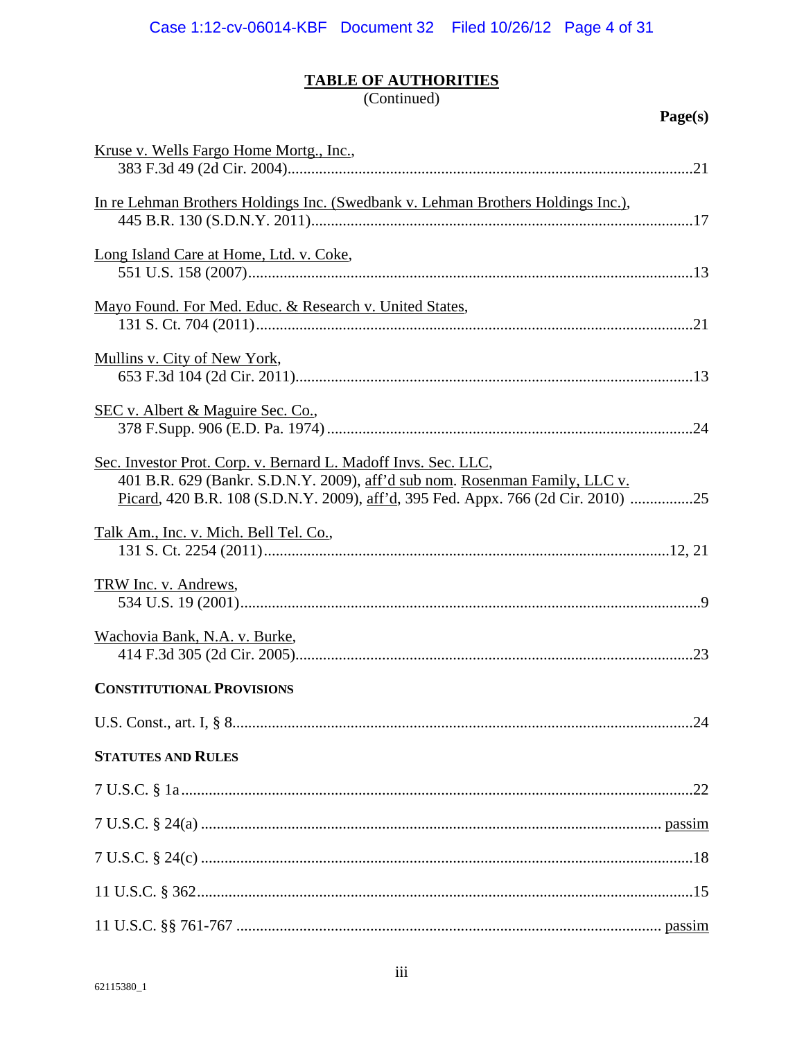## TABLE OF AUTHORITIES
(Continued)

**Page(s)**

Kruse v. Wells Fargo Home Mortg., Inc.,
383 F.3d 49 (2d Cir. 2004)......21

In re Lehman Brothers Holdings Inc. (Swedbank v. Lehman Brothers Holdings Inc.),
445 B.R. 130 (S.D.N.Y. 2011)......17

Long Island Care at Home, Ltd. v. Coke,
551 U.S. 158 (2007)......13

Mayo Found. For Med. Educ. & Research v. United States,
131 S. Ct. 704 (2011)......21

Mullins v. City of New York,
653 F.3d 104 (2d Cir. 2011)......13

SEC v. Albert & Maguire Sec. Co.,
378 F.Supp. 906 (E.D. Pa. 1974)......24

Sec. Investor Prot. Corp. v. Bernard L. Madoff Invs. Sec. LLC,
401 B.R. 629 (Bankr. S.D.N.Y. 2009), aff'd sub nom. Rosenman Family, LLC v. Picard, 420 B.R. 108 (S.D.N.Y. 2009), aff'd, 395 Fed. Appx. 766 (2d Cir. 2010)......25

Talk Am., Inc. v. Mich. Bell Tel. Co.,
131 S. Ct. 2254 (2011)......12, 21

TRW Inc. v. Andrews,
534 U.S. 19 (2001)......9

Wachovia Bank, N.A. v. Burke,
414 F.3d 305 (2d Cir. 2005)......23

**CONSTITUTIONAL PROVISIONS**

U.S. Const., art. I, § 8......24

**STATUTES AND RULES**

7 U.S.C. § 1a......22

7 U.S.C. § 24(a)......passim

7 U.S.C. § 24(c)......18

11 U.S.C. § 362......15

11 U.S.C. §§ 761-767......passim

62115380_1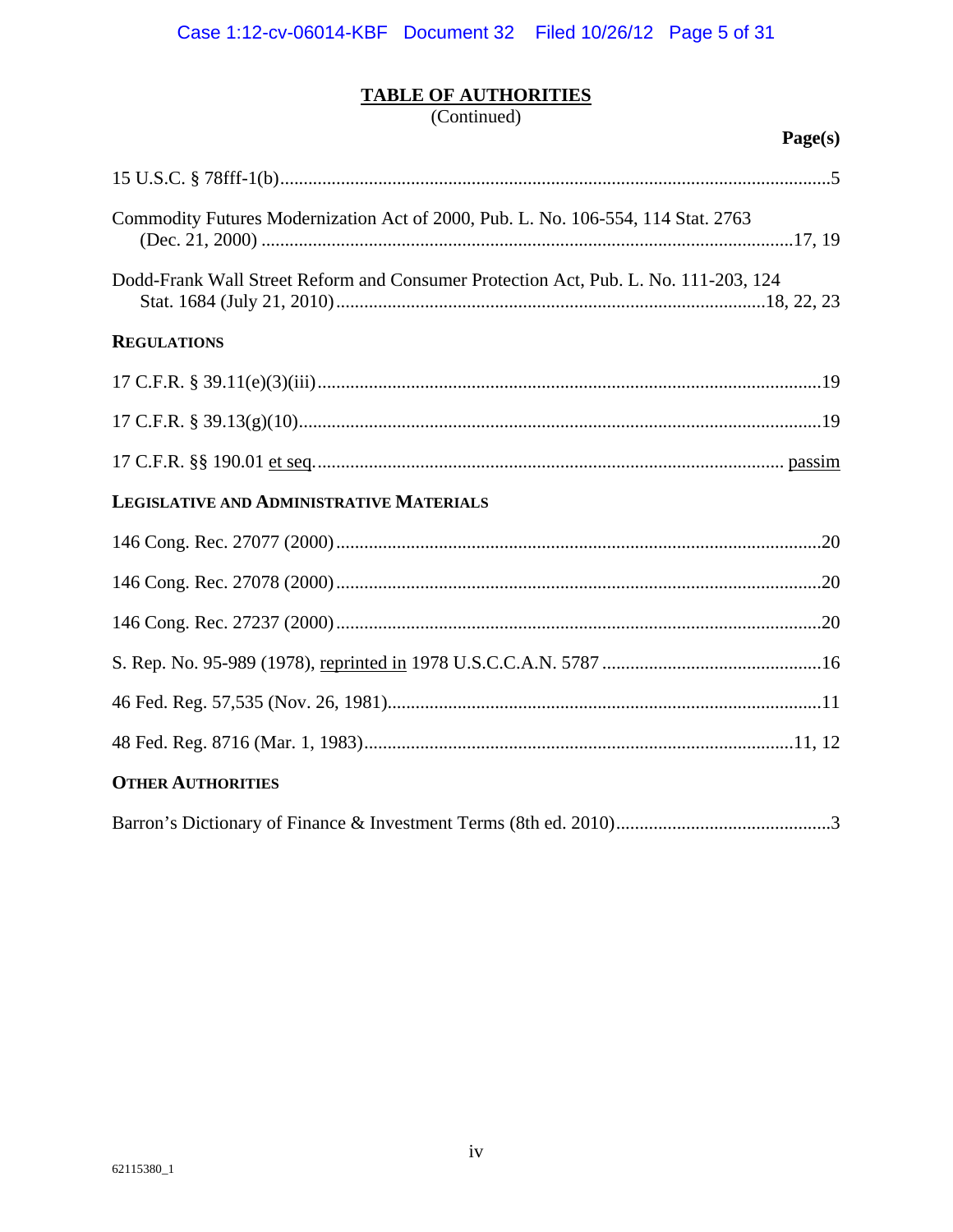## TABLE OF AUTHORITIES
(Continued)

**Page(s)**

15 U.S.C. § 78fff-1(b)......................................................................................................................5

Commodity Futures Modernization Act of 2000, Pub. L. No. 106-554, 114 Stat. 2763 (Dec. 21, 2000) ...............................................................................................................17, 19

Dodd-Frank Wall Street Reform and Consumer Protection Act, Pub. L. No. 111-203, 124 Stat. 1684 (July 21, 2010)..........................................................................................18, 22, 23

**REGULATIONS**

17 C.F.R. § 39.11(e)(3)(iii)...........................................................................................................19

17 C.F.R. § 39.13(g)(10)...............................................................................................................19

17 C.F.R. §§ 190.01 et seq. ................................................................................................... passim

**LEGISLATIVE AND ADMINISTRATIVE MATERIALS**

146 Cong. Rec. 27077 (2000).......................................................................................................20

146 Cong. Rec. 27078 (2000).......................................................................................................20

146 Cong. Rec. 27237 (2000).......................................................................................................20

S. Rep. No. 95-989 (1978), reprinted in 1978 U.S.C.C.A.N. 5787 ...............................................16

46 Fed. Reg. 57,535 (Nov. 26, 1981)............................................................................................11

48 Fed. Reg. 8716 (Mar. 1, 1983)............................................................................................11, 12

**OTHER AUTHORITIES**

Barron's Dictionary of Finance & Investment Terms (8th ed. 2010)..............................................3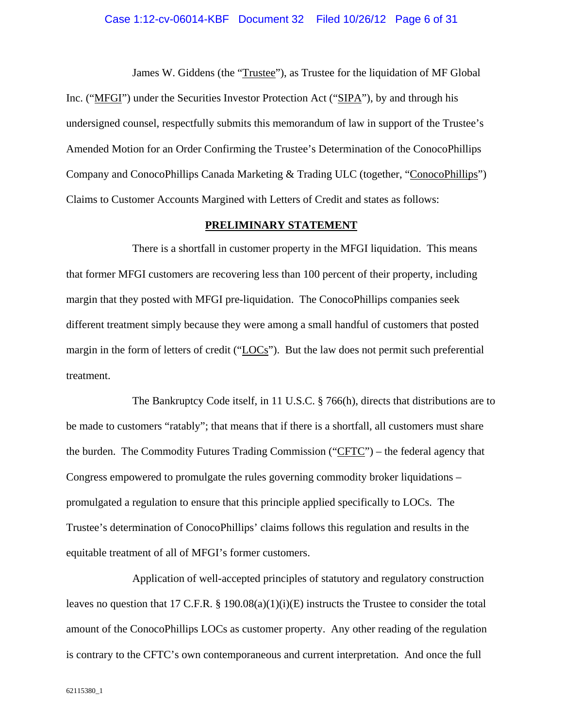James W. Giddens (the "Trustee"), as Trustee for the liquidation of MF Global Inc. ("MFGI") under the Securities Investor Protection Act ("SIPA"), by and through his undersigned counsel, respectfully submits this memorandum of law in support of the Trustee's Amended Motion for an Order Confirming the Trustee's Determination of the ConocoPhillips Company and ConocoPhillips Canada Marketing & Trading ULC (together, "ConocoPhillips") Claims to Customer Accounts Margined with Letters of Credit and states as follows:

## PRELIMINARY STATEMENT

There is a shortfall in customer property in the MFGI liquidation. This means that former MFGI customers are recovering less than 100 percent of their property, including margin that they posted with MFGI pre-liquidation. The ConocoPhillips companies seek different treatment simply because they were among a small handful of customers that posted margin in the form of letters of credit ("LOCs"). But the law does not permit such preferential treatment.

The Bankruptcy Code itself, in 11 U.S.C. § 766(h), directs that distributions are to be made to customers "ratably"; that means that if there is a shortfall, all customers must share the burden. The Commodity Futures Trading Commission ("CFTC") – the federal agency that Congress empowered to promulgate the rules governing commodity broker liquidations – promulgated a regulation to ensure that this principle applied specifically to LOCs. The Trustee's determination of ConocoPhillips' claims follows this regulation and results in the equitable treatment of all of MFGI's former customers.

Application of well-accepted principles of statutory and regulatory construction leaves no question that 17 C.F.R. § 190.08(a)(1)(i)(E) instructs the Trustee to consider the total amount of the ConocoPhillips LOCs as customer property. Any other reading of the regulation is contrary to the CFTC's own contemporaneous and current interpretation. And once the full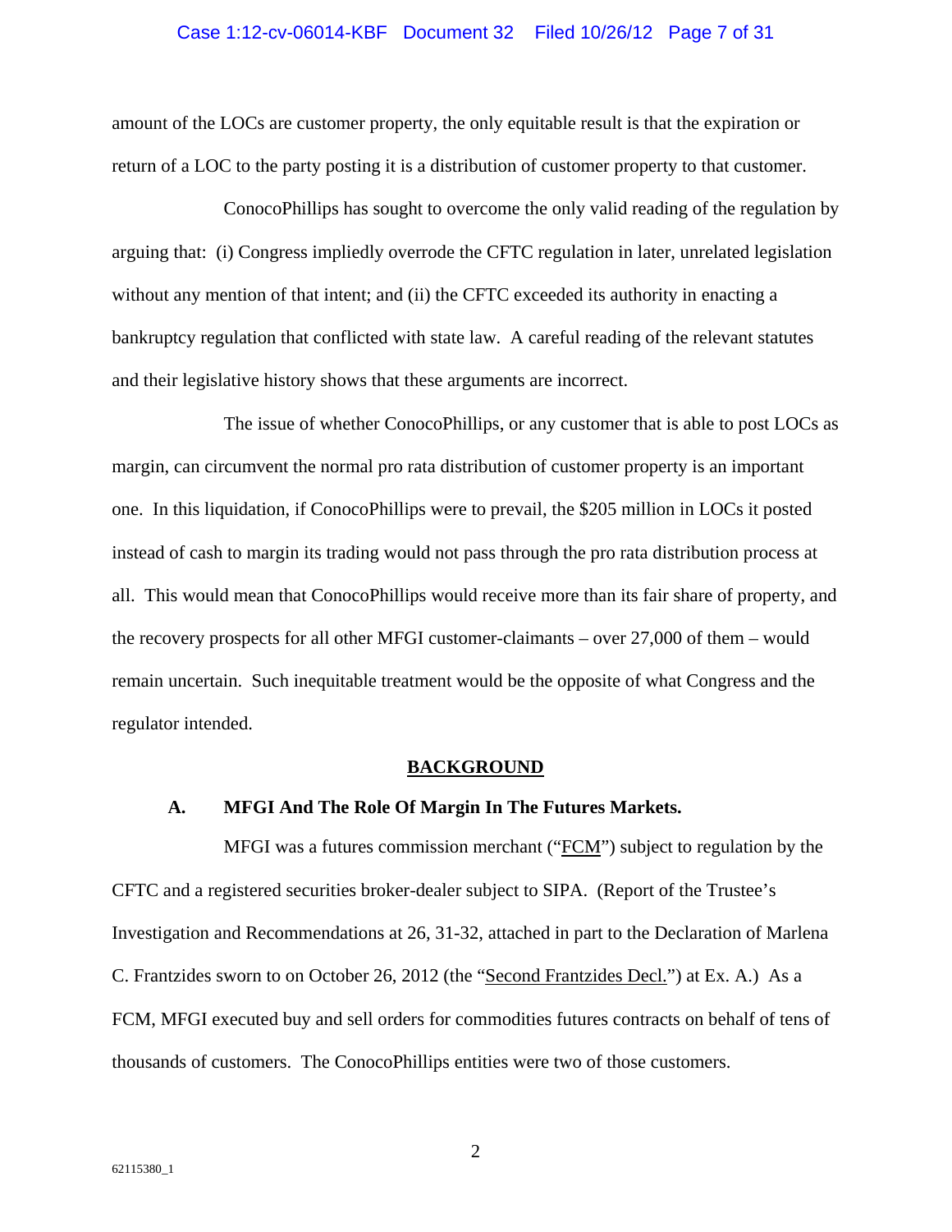amount of the LOCs are customer property, the only equitable result is that the expiration or return of a LOC to the party posting it is a distribution of customer property to that customer.

ConocoPhillips has sought to overcome the only valid reading of the regulation by arguing that: (i) Congress impliedly overrode the CFTC regulation in later, unrelated legislation without any mention of that intent; and (ii) the CFTC exceeded its authority in enacting a bankruptcy regulation that conflicted with state law. A careful reading of the relevant statutes and their legislative history shows that these arguments are incorrect.

The issue of whether ConocoPhillips, or any customer that is able to post LOCs as margin, can circumvent the normal pro rata distribution of customer property is an important one. In this liquidation, if ConocoPhillips were to prevail, the $205 million in LOCs it posted instead of cash to margin its trading would not pass through the pro rata distribution process at all. This would mean that ConocoPhillips would receive more than its fair share of property, and the recovery prospects for all other MFGI customer-claimants – over 27,000 of them – would remain uncertain. Such inequitable treatment would be the opposite of what Congress and the regulator intended.

## BACKGROUND

### A. MFGI And The Role Of Margin In The Futures Markets.

MFGI was a futures commission merchant ("FCM") subject to regulation by the CFTC and a registered securities broker-dealer subject to SIPA. (Report of the Trustee's Investigation and Recommendations at 26, 31-32, attached in part to the Declaration of Marlena C. Frantzides sworn to on October 26, 2012 (the "Second Frantzides Decl.") at Ex. A.) As a FCM, MFGI executed buy and sell orders for commodities futures contracts on behalf of tens of thousands of customers. The ConocoPhillips entities were two of those customers.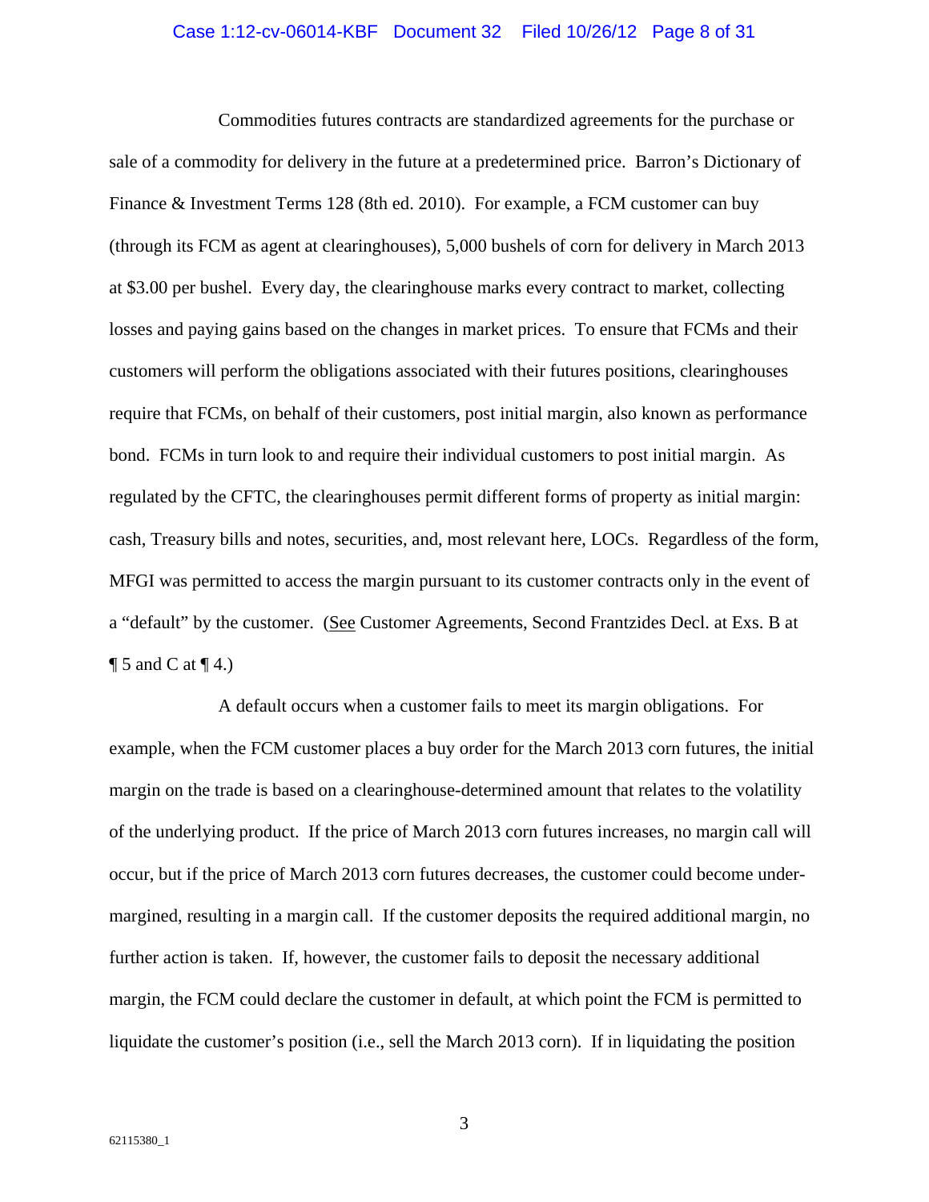Commodities futures contracts are standardized agreements for the purchase or sale of a commodity for delivery in the future at a predetermined price. Barron's Dictionary of Finance & Investment Terms 128 (8th ed. 2010). For example, a FCM customer can buy (through its FCM as agent at clearinghouses), 5,000 bushels of corn for delivery in March 2013 at $3.00 per bushel. Every day, the clearinghouse marks every contract to market, collecting losses and paying gains based on the changes in market prices. To ensure that FCMs and their customers will perform the obligations associated with their futures positions, clearinghouses require that FCMs, on behalf of their customers, post initial margin, also known as performance bond. FCMs in turn look to and require their individual customers to post initial margin. As regulated by the CFTC, the clearinghouses permit different forms of property as initial margin: cash, Treasury bills and notes, securities, and, most relevant here, LOCs. Regardless of the form, MFGI was permitted to access the margin pursuant to its customer contracts only in the event of a "default" by the customer. (See Customer Agreements, Second Frantzides Decl. at Exs. B at ¶ 5 and C at ¶ 4.)

A default occurs when a customer fails to meet its margin obligations. For example, when the FCM customer places a buy order for the March 2013 corn futures, the initial margin on the trade is based on a clearinghouse-determined amount that relates to the volatility of the underlying product. If the price of March 2013 corn futures increases, no margin call will occur, but if the price of March 2013 corn futures decreases, the customer could become under-margined, resulting in a margin call. If the customer deposits the required additional margin, no further action is taken. If, however, the customer fails to deposit the necessary additional margin, the FCM could declare the customer in default, at which point the FCM is permitted to liquidate the customer's position (i.e., sell the March 2013 corn). If in liquidating the position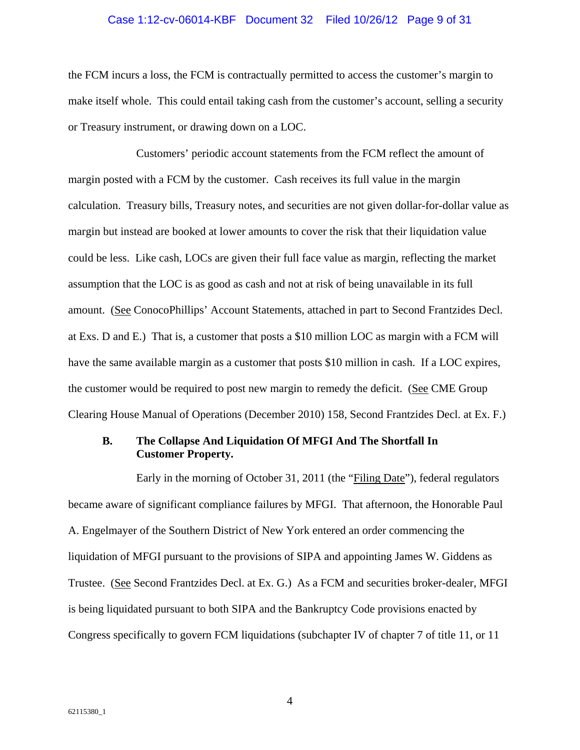the FCM incurs a loss, the FCM is contractually permitted to access the customer's margin to make itself whole. This could entail taking cash from the customer's account, selling a security or Treasury instrument, or drawing down on a LOC.

Customers' periodic account statements from the FCM reflect the amount of margin posted with a FCM by the customer. Cash receives its full value in the margin calculation. Treasury bills, Treasury notes, and securities are not given dollar-for-dollar value as margin but instead are booked at lower amounts to cover the risk that their liquidation value could be less. Like cash, LOCs are given their full face value as margin, reflecting the market assumption that the LOC is as good as cash and not at risk of being unavailable in its full amount. (See ConocoPhillips' Account Statements, attached in part to Second Frantzides Decl. at Exs. D and E.) That is, a customer that posts a $10 million LOC as margin with a FCM will have the same available margin as a customer that posts $10 million in cash. If a LOC expires, the customer would be required to post new margin to remedy the deficit. (See CME Group Clearing House Manual of Operations (December 2010) 158, Second Frantzides Decl. at Ex. F.)

### B. The Collapse And Liquidation Of MFGI And The Shortfall In Customer Property.

Early in the morning of October 31, 2011 (the "Filing Date"), federal regulators became aware of significant compliance failures by MFGI. That afternoon, the Honorable Paul A. Engelmayer of the Southern District of New York entered an order commencing the liquidation of MFGI pursuant to the provisions of SIPA and appointing James W. Giddens as Trustee. (See Second Frantzides Decl. at Ex. G.) As a FCM and securities broker-dealer, MFGI is being liquidated pursuant to both SIPA and the Bankruptcy Code provisions enacted by Congress specifically to govern FCM liquidations (subchapter IV of chapter 7 of title 11, or 11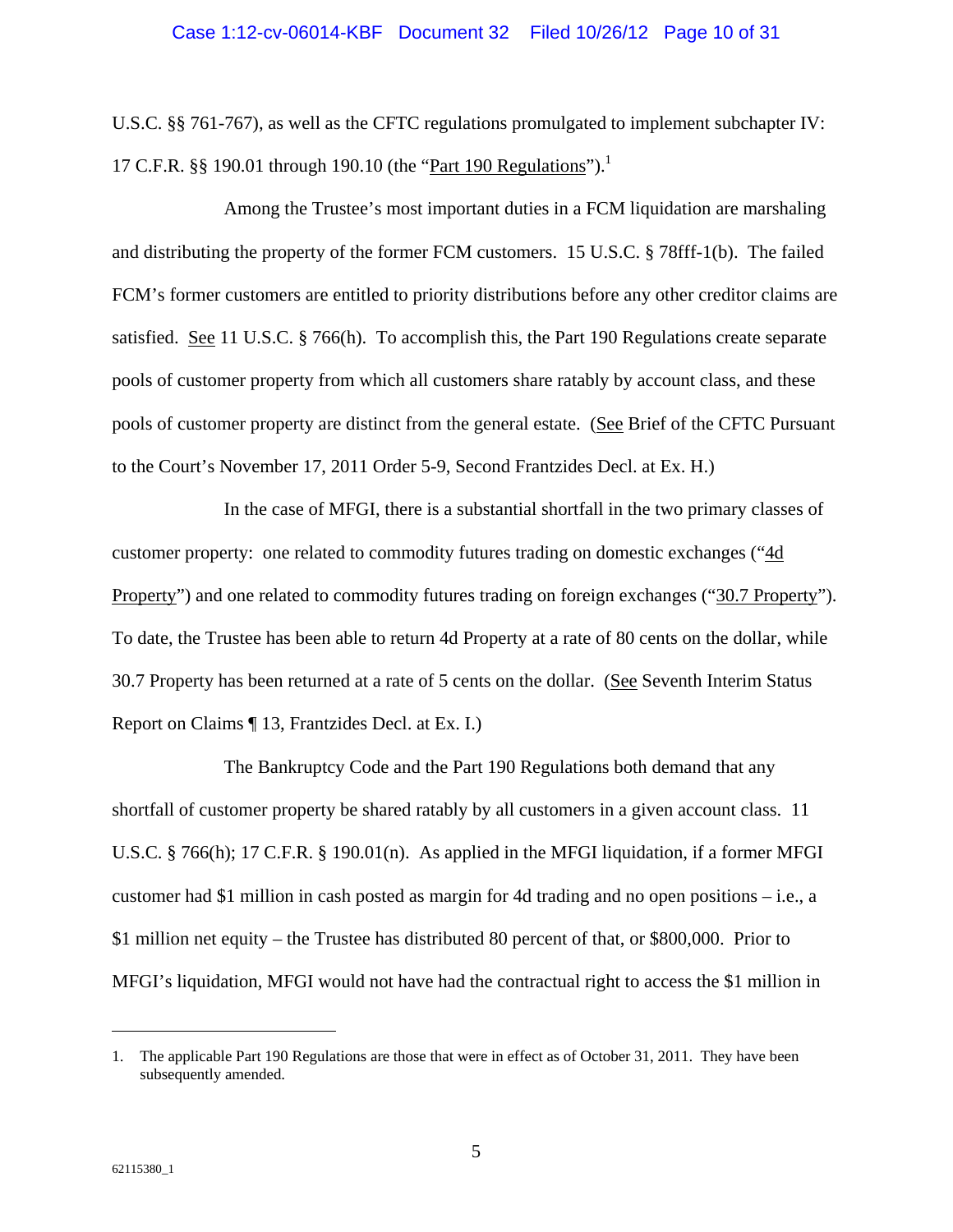U.S.C. §§ 761-767), as well as the CFTC regulations promulgated to implement subchapter IV: 17 C.F.R. §§ 190.01 through 190.10 (the "Part 190 Regulations").[1]

Among the Trustee's most important duties in a FCM liquidation are marshaling and distributing the property of the former FCM customers. 15 U.S.C. § 78fff-1(b). The failed FCM's former customers are entitled to priority distributions before any other creditor claims are satisfied. See 11 U.S.C. § 766(h). To accomplish this, the Part 190 Regulations create separate pools of customer property from which all customers share ratably by account class, and these pools of customer property are distinct from the general estate. (See Brief of the CFTC Pursuant to the Court's November 17, 2011 Order 5-9, Second Frantzides Decl. at Ex. H.)

In the case of MFGI, there is a substantial shortfall in the two primary classes of customer property: one related to commodity futures trading on domestic exchanges ("4d Property") and one related to commodity futures trading on foreign exchanges ("30.7 Property"). To date, the Trustee has been able to return 4d Property at a rate of 80 cents on the dollar, while 30.7 Property has been returned at a rate of 5 cents on the dollar. (See Seventh Interim Status Report on Claims ¶ 13, Frantzides Decl. at Ex. I.)

The Bankruptcy Code and the Part 190 Regulations both demand that any shortfall of customer property be shared ratably by all customers in a given account class. 11 U.S.C. § 766(h); 17 C.F.R. § 190.01(n). As applied in the MFGI liquidation, if a former MFGI customer had $1 million in cash posted as margin for 4d trading and no open positions – i.e., a $1 million net equity – the Trustee has distributed 80 percent of that, or $800,000. Prior to MFGI's liquidation, MFGI would not have had the contractual right to access the $1 million in

---

1. The applicable Part 190 Regulations are those that were in effect as of October 31, 2011. They have been subsequently amended.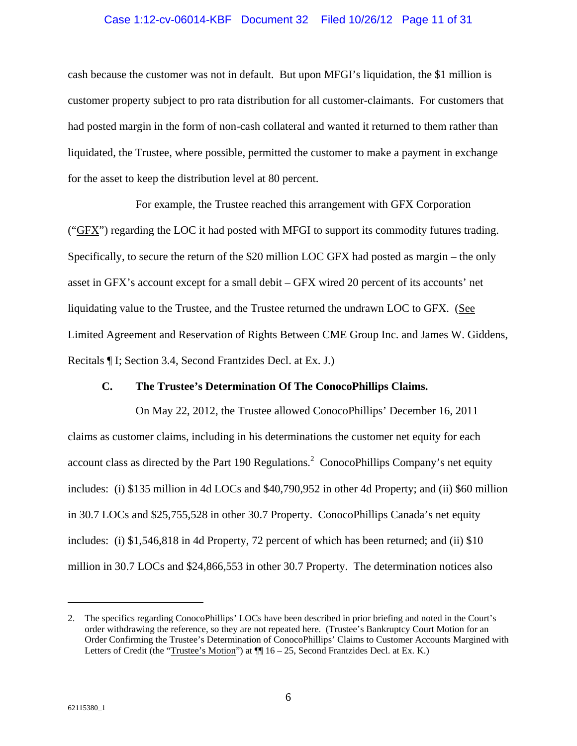cash because the customer was not in default. But upon MFGI's liquidation, the $1 million is customer property subject to pro rata distribution for all customer-claimants. For customers that had posted margin in the form of non-cash collateral and wanted it returned to them rather than liquidated, the Trustee, where possible, permitted the customer to make a payment in exchange for the asset to keep the distribution level at 80 percent.

For example, the Trustee reached this arrangement with GFX Corporation ("GFX") regarding the LOC it had posted with MFGI to support its commodity futures trading. Specifically, to secure the return of the $20 million LOC GFX had posted as margin – the only asset in GFX's account except for a small debit – GFX wired 20 percent of its accounts' net liquidating value to the Trustee, and the Trustee returned the undrawn LOC to GFX. (See Limited Agreement and Reservation of Rights Between CME Group Inc. and James W. Giddens, Recitals ¶ I; Section 3.4, Second Frantzides Decl. at Ex. J.)

### C. The Trustee's Determination Of The ConocoPhillips Claims.

On May 22, 2012, the Trustee allowed ConocoPhillips' December 16, 2011 claims as customer claims, including in his determinations the customer net equity for each account class as directed by the Part 190 Regulations.[2] ConocoPhillips Company's net equity includes: (i) $135 million in 4d LOCs and $40,790,952 in other 4d Property; and (ii) $60 million in 30.7 LOCs and $25,755,528 in other 30.7 Property. ConocoPhillips Canada's net equity includes: (i) $1,546,818 in 4d Property, 72 percent of which has been returned; and (ii) $10 million in 30.7 LOCs and $24,866,553 in other 30.7 Property. The determination notices also

---

2. The specifics regarding ConocoPhillips' LOCs have been described in prior briefing and noted in the Court's order withdrawing the reference, so they are not repeated here. (Trustee's Bankruptcy Court Motion for an Order Confirming the Trustee's Determination of ConocoPhillips' Claims to Customer Accounts Margined with Letters of Credit (the "Trustee's Motion") at ¶¶ 16 – 25, Second Frantzides Decl. at Ex. K.)

62115380_1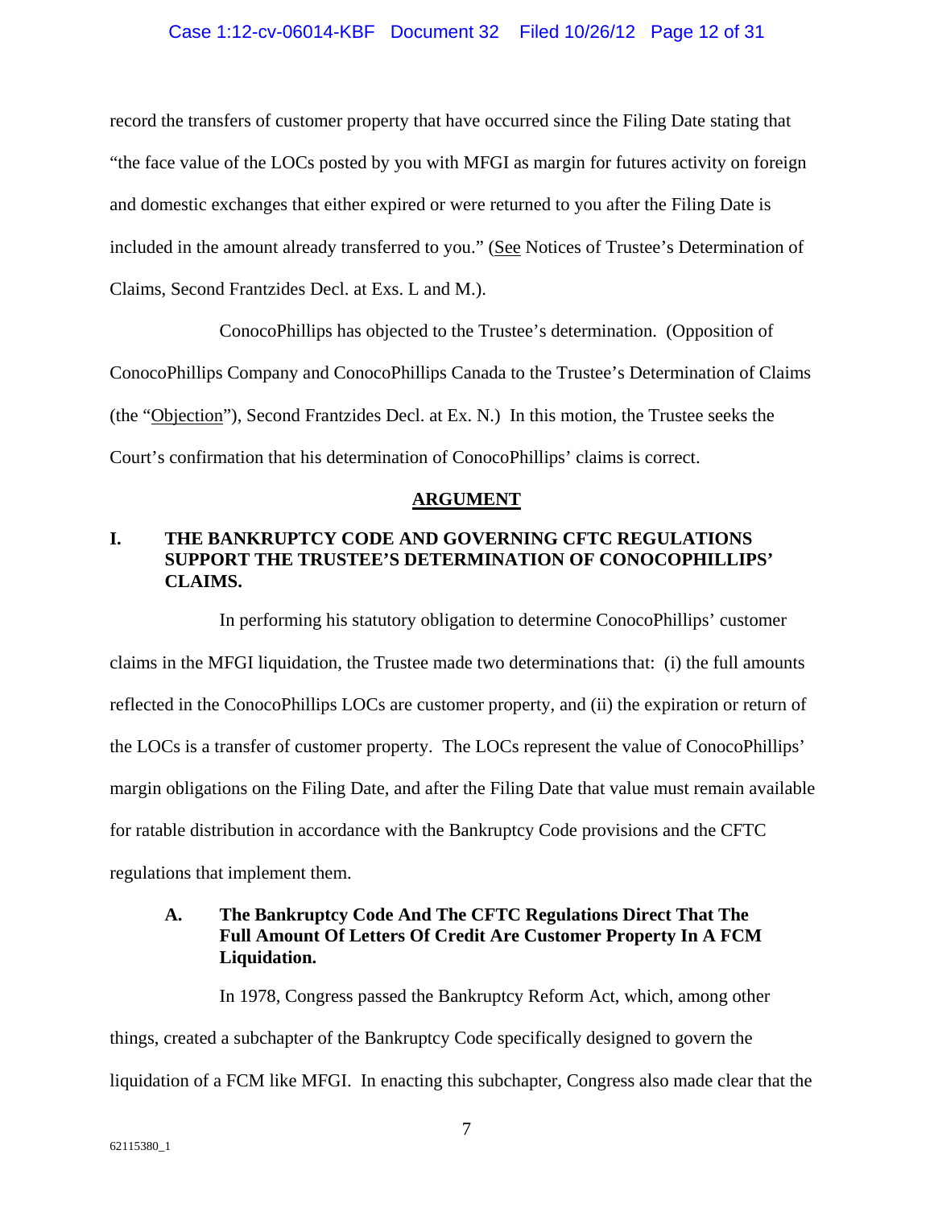record the transfers of customer property that have occurred since the Filing Date stating that "the face value of the LOCs posted by you with MFGI as margin for futures activity on foreign and domestic exchanges that either expired or were returned to you after the Filing Date is included in the amount already transferred to you." (See Notices of Trustee's Determination of Claims, Second Frantzides Decl. at Exs. L and M.).

ConocoPhillips has objected to the Trustee's determination. (Opposition of ConocoPhillips Company and ConocoPhillips Canada to the Trustee's Determination of Claims (the "Objection"), Second Frantzides Decl. at Ex. N.) In this motion, the Trustee seeks the Court's confirmation that his determination of ConocoPhillips' claims is correct.

## ARGUMENT

### I. THE BANKRUPTCY CODE AND GOVERNING CFTC REGULATIONS SUPPORT THE TRUSTEE'S DETERMINATION OF CONOCOPHILLIPS' CLAIMS.

In performing his statutory obligation to determine ConocoPhillips' customer claims in the MFGI liquidation, the Trustee made two determinations that: (i) the full amounts reflected in the ConocoPhillips LOCs are customer property, and (ii) the expiration or return of the LOCs is a transfer of customer property. The LOCs represent the value of ConocoPhillips' margin obligations on the Filing Date, and after the Filing Date that value must remain available for ratable distribution in accordance with the Bankruptcy Code provisions and the CFTC regulations that implement them.

#### A. The Bankruptcy Code And The CFTC Regulations Direct That The Full Amount Of Letters Of Credit Are Customer Property In A FCM Liquidation.

In 1978, Congress passed the Bankruptcy Reform Act, which, among other things, created a subchapter of the Bankruptcy Code specifically designed to govern the liquidation of a FCM like MFGI. In enacting this subchapter, Congress also made clear that the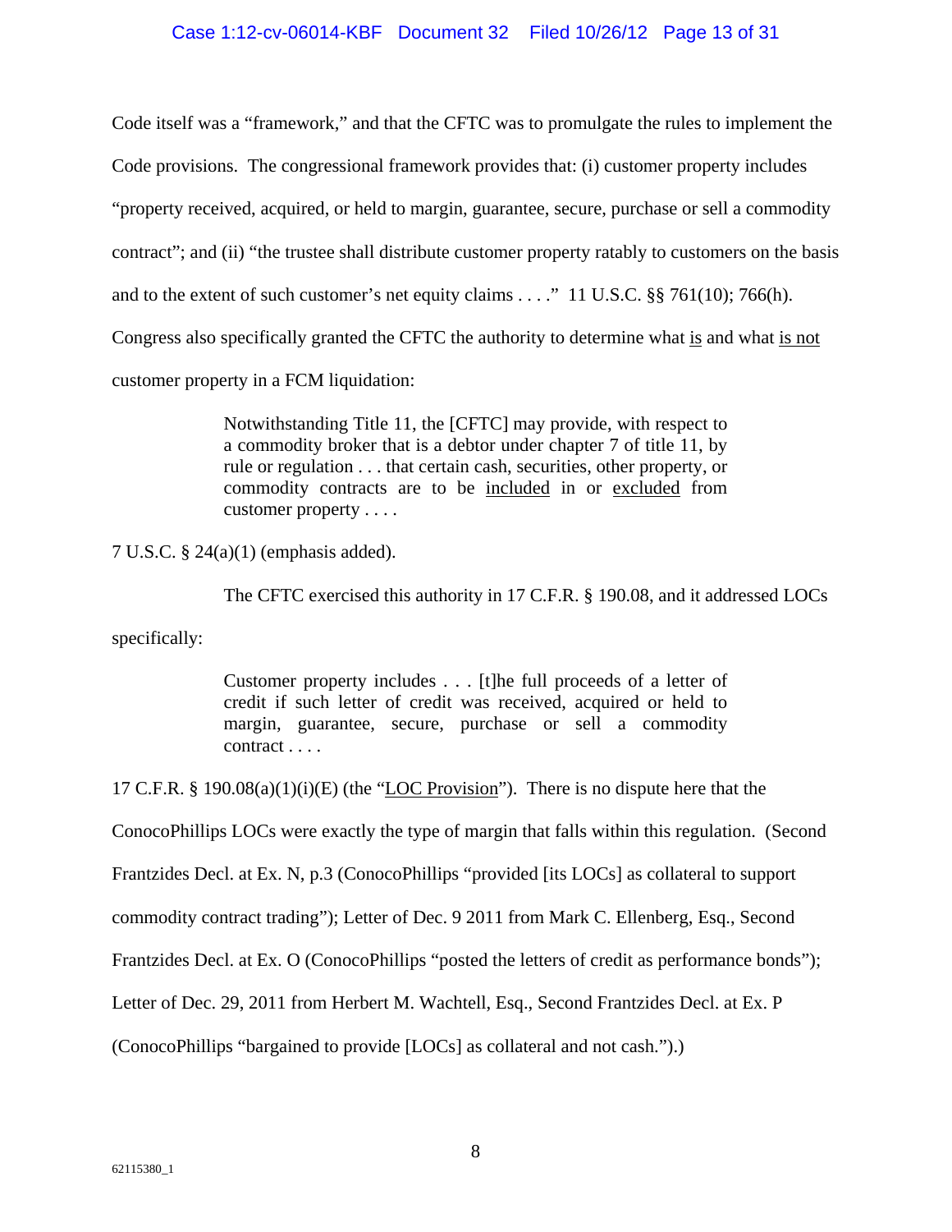Code itself was a "framework," and that the CFTC was to promulgate the rules to implement the Code provisions. The congressional framework provides that: (i) customer property includes "property received, acquired, or held to margin, guarantee, secure, purchase or sell a commodity contract"; and (ii) "the trustee shall distribute customer property ratably to customers on the basis and to the extent of such customer's net equity claims . . . ." 11 U.S.C. §§ 761(10); 766(h). Congress also specifically granted the CFTC the authority to determine what is and what is not customer property in a FCM liquidation:

> Notwithstanding Title 11, the [CFTC] may provide, with respect to a commodity broker that is a debtor under chapter 7 of title 11, by rule or regulation . . . that certain cash, securities, other property, or commodity contracts are to be included in or excluded from customer property . . . .

7 U.S.C. § 24(a)(1) (emphasis added).

The CFTC exercised this authority in 17 C.F.R. § 190.08, and it addressed LOCs specifically:

> Customer property includes . . . [t]he full proceeds of a letter of credit if such letter of credit was received, acquired or held to margin, guarantee, secure, purchase or sell a commodity contract . . . .

17 C.F.R. § 190.08(a)(1)(i)(E) (the "LOC Provision"). There is no dispute here that the ConocoPhillips LOCs were exactly the type of margin that falls within this regulation. (Second Frantzides Decl. at Ex. N, p.3 (ConocoPhillips "provided [its LOCs] as collateral to support commodity contract trading"); Letter of Dec. 9 2011 from Mark C. Ellenberg, Esq., Second Frantzides Decl. at Ex. O (ConocoPhillips "posted the letters of credit as performance bonds"); Letter of Dec. 29, 2011 from Herbert M. Wachtell, Esq., Second Frantzides Decl. at Ex. P (ConocoPhillips "bargained to provide [LOCs] as collateral and not cash.").)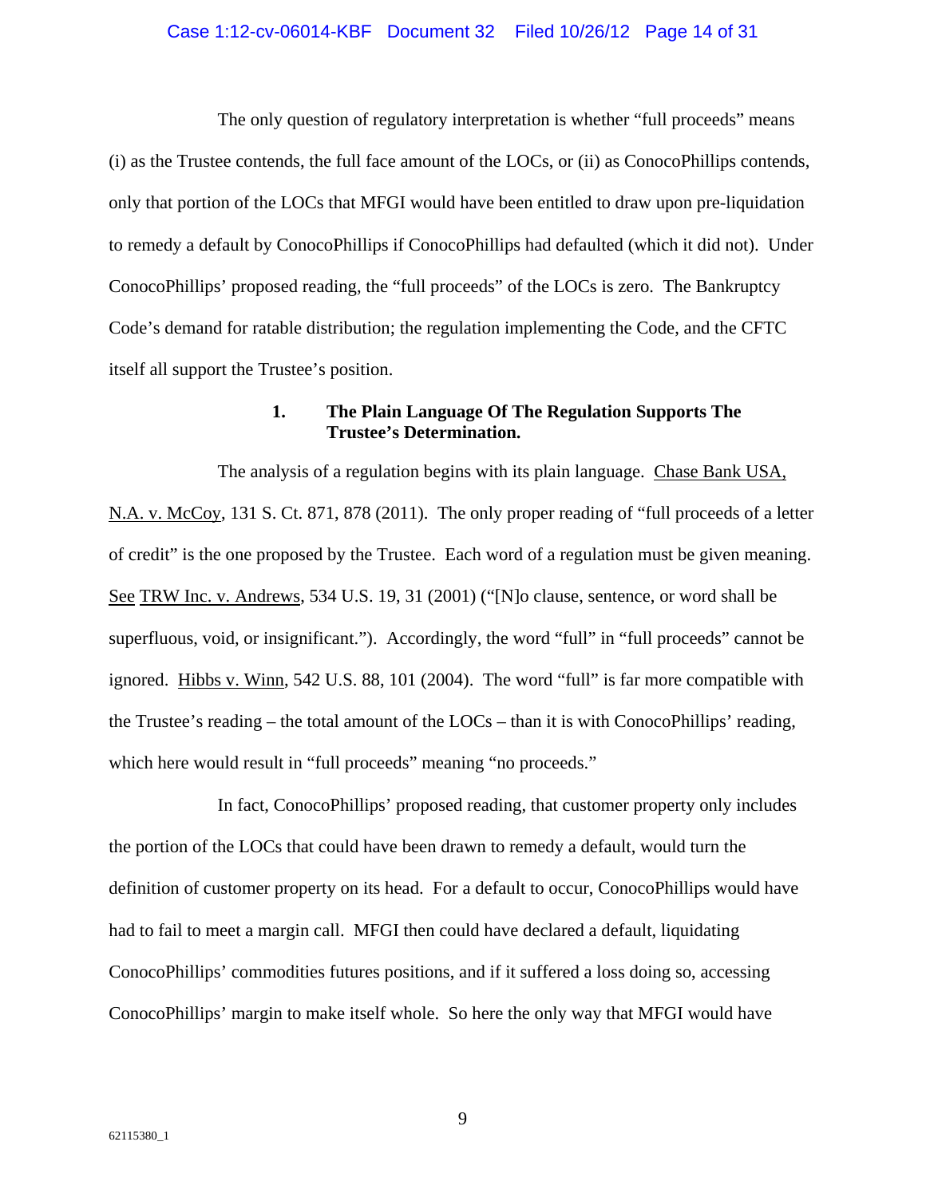The only question of regulatory interpretation is whether "full proceeds" means (i) as the Trustee contends, the full face amount of the LOCs, or (ii) as ConocoPhillips contends, only that portion of the LOCs that MFGI would have been entitled to draw upon pre-liquidation to remedy a default by ConocoPhillips if ConocoPhillips had defaulted (which it did not). Under ConocoPhillips' proposed reading, the "full proceeds" of the LOCs is zero. The Bankruptcy Code's demand for ratable distribution; the regulation implementing the Code, and the CFTC itself all support the Trustee's position.

### 1. The Plain Language Of The Regulation Supports The Trustee's Determination.

The analysis of a regulation begins with its plain language. Chase Bank USA, N.A. v. McCoy, 131 S. Ct. 871, 878 (2011). The only proper reading of "full proceeds of a letter of credit" is the one proposed by the Trustee. Each word of a regulation must be given meaning. See TRW Inc. v. Andrews, 534 U.S. 19, 31 (2001) ("[N]o clause, sentence, or word shall be superfluous, void, or insignificant."). Accordingly, the word "full" in "full proceeds" cannot be ignored. Hibbs v. Winn, 542 U.S. 88, 101 (2004). The word "full" is far more compatible with the Trustee's reading – the total amount of the LOCs – than it is with ConocoPhillips' reading, which here would result in "full proceeds" meaning "no proceeds."

In fact, ConocoPhillips' proposed reading, that customer property only includes the portion of the LOCs that could have been drawn to remedy a default, would turn the definition of customer property on its head. For a default to occur, ConocoPhillips would have had to fail to meet a margin call. MFGI then could have declared a default, liquidating ConocoPhillips' commodities futures positions, and if it suffered a loss doing so, accessing ConocoPhillips' margin to make itself whole. So here the only way that MFGI would have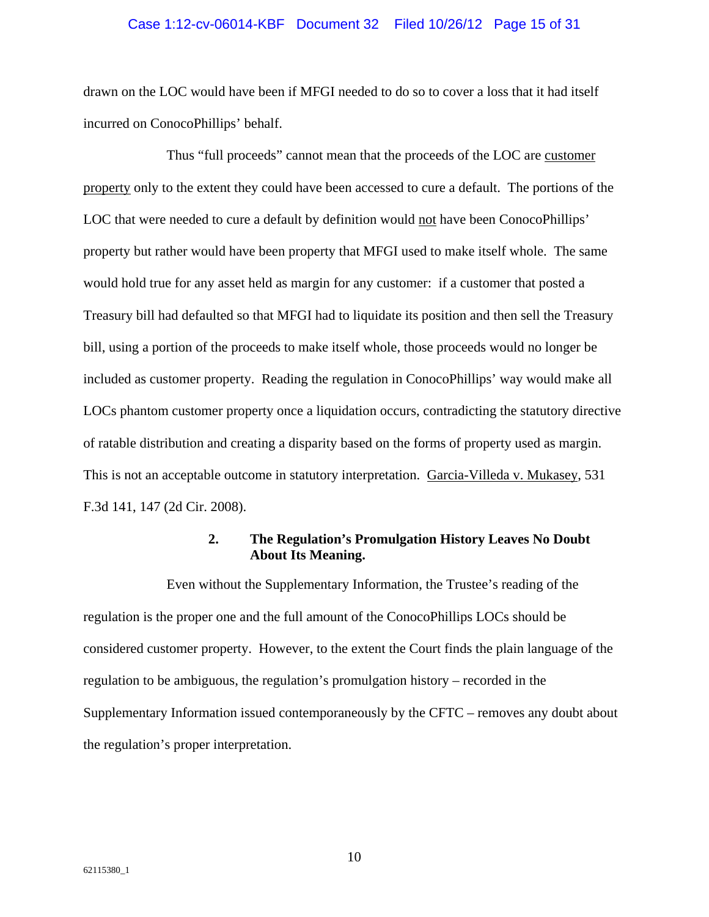drawn on the LOC would have been if MFGI needed to do so to cover a loss that it had itself incurred on ConocoPhillips' behalf.

Thus "full proceeds" cannot mean that the proceeds of the LOC are customer property only to the extent they could have been accessed to cure a default. The portions of the LOC that were needed to cure a default by definition would not have been ConocoPhillips' property but rather would have been property that MFGI used to make itself whole. The same would hold true for any asset held as margin for any customer: if a customer that posted a Treasury bill had defaulted so that MFGI had to liquidate its position and then sell the Treasury bill, using a portion of the proceeds to make itself whole, those proceeds would no longer be included as customer property. Reading the regulation in ConocoPhillips' way would make all LOCs phantom customer property once a liquidation occurs, contradicting the statutory directive of ratable distribution and creating a disparity based on the forms of property used as margin. This is not an acceptable outcome in statutory interpretation. Garcia-Villeda v. Mukasey, 531 F.3d 141, 147 (2d Cir. 2008).

**2. The Regulation's Promulgation History Leaves No Doubt About Its Meaning.**

Even without the Supplementary Information, the Trustee's reading of the regulation is the proper one and the full amount of the ConocoPhillips LOCs should be considered customer property. However, to the extent the Court finds the plain language of the regulation to be ambiguous, the regulation's promulgation history – recorded in the Supplementary Information issued contemporaneously by the CFTC – removes any doubt about the regulation's proper interpretation.

62115380_1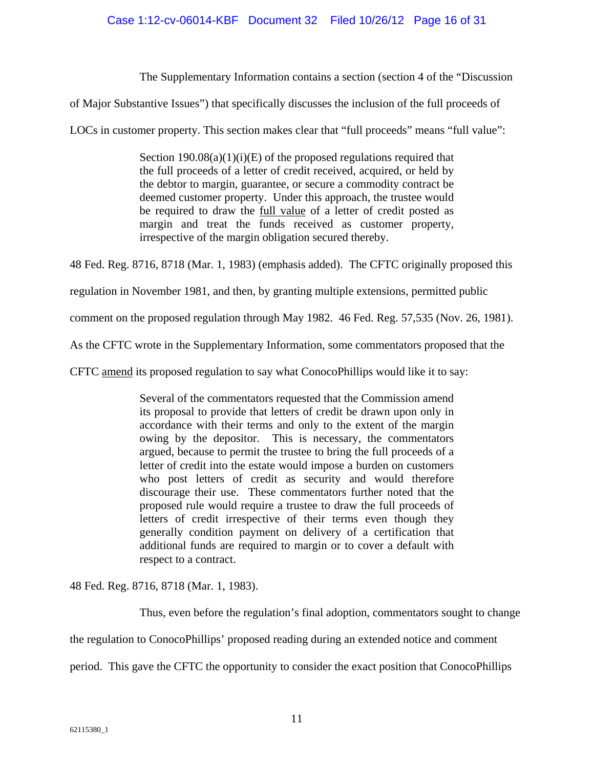The Supplementary Information contains a section (section 4 of the "Discussion of Major Substantive Issues") that specifically discusses the inclusion of the full proceeds of LOCs in customer property. This section makes clear that "full proceeds" means "full value":

> Section 190.08(a)(1)(i)(E) of the proposed regulations required that the full proceeds of a letter of credit received, acquired, or held by the debtor to margin, guarantee, or secure a commodity contract be deemed customer property. Under this approach, the trustee would be required to draw the <u>full value</u> of a letter of credit posted as margin and treat the funds received as customer property, irrespective of the margin obligation secured thereby.

48 Fed. Reg. 8716, 8718 (Mar. 1, 1983) (emphasis added). The CFTC originally proposed this regulation in November 1981, and then, by granting multiple extensions, permitted public comment on the proposed regulation through May 1982. 46 Fed. Reg. 57,535 (Nov. 26, 1981). As the CFTC wrote in the Supplementary Information, some commentators proposed that the CFTC <u>amend</u> its proposed regulation to say what ConocoPhillips would like it to say:

> Several of the commentators requested that the Commission amend its proposal to provide that letters of credit be drawn upon only in accordance with their terms and only to the extent of the margin owing by the depositor. This is necessary, the commentators argued, because to permit the trustee to bring the full proceeds of a letter of credit into the estate would impose a burden on customers who post letters of credit as security and would therefore discourage their use. These commentators further noted that the proposed rule would require a trustee to draw the full proceeds of letters of credit irrespective of their terms even though they generally condition payment on delivery of a certification that additional funds are required to margin or to cover a default with respect to a contract.

48 Fed. Reg. 8716, 8718 (Mar. 1, 1983).

Thus, even before the regulation's final adoption, commentators sought to change the regulation to ConocoPhillips' proposed reading during an extended notice and comment period. This gave the CFTC the opportunity to consider the exact position that ConocoPhillips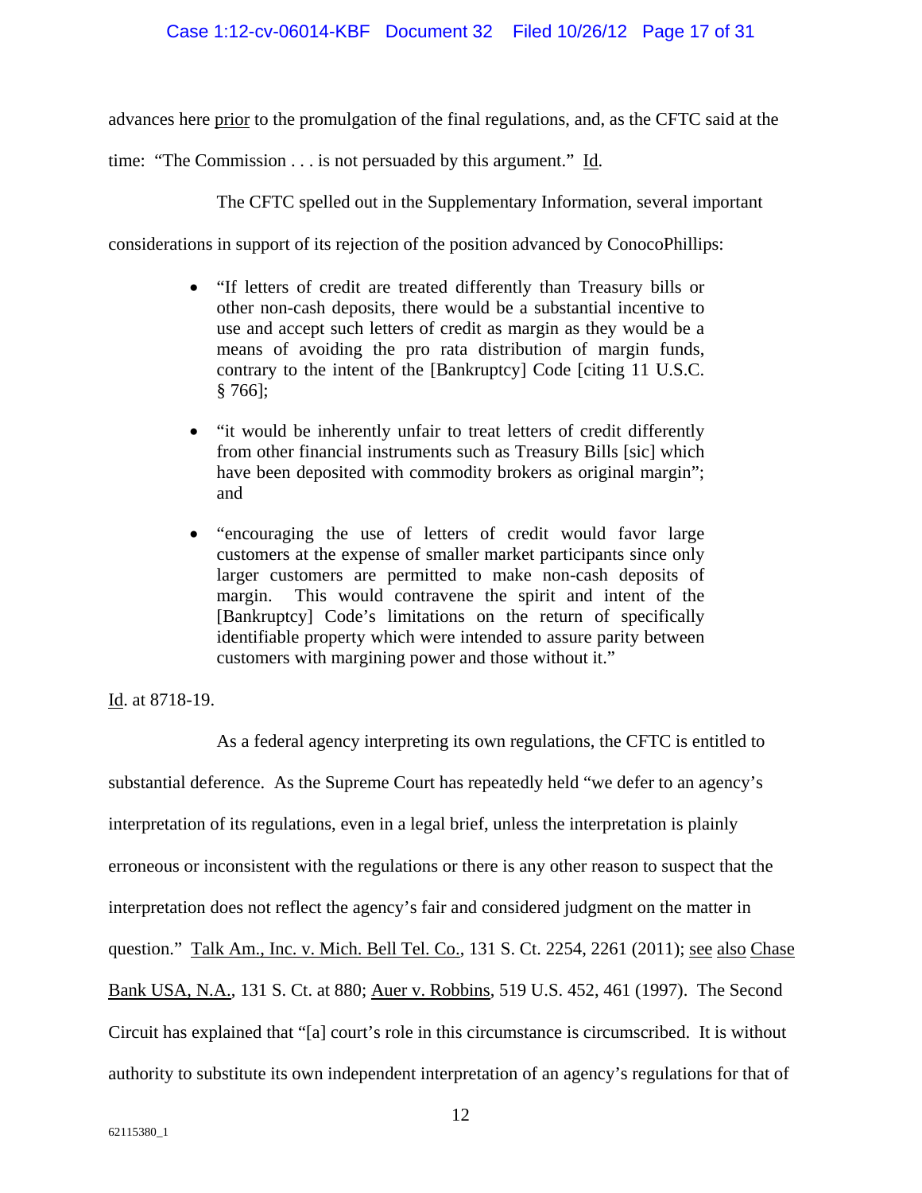advances here prior to the promulgation of the final regulations, and, as the CFTC said at the time: "The Commission . . . is not persuaded by this argument." Id.

The CFTC spelled out in the Supplementary Information, several important considerations in support of its rejection of the position advanced by ConocoPhillips:

- "If letters of credit are treated differently than Treasury bills or other non-cash deposits, there would be a substantial incentive to use and accept such letters of credit as margin as they would be a means of avoiding the pro rata distribution of margin funds, contrary to the intent of the [Bankruptcy] Code [citing 11 U.S.C. § 766];
- "it would be inherently unfair to treat letters of credit differently from other financial instruments such as Treasury Bills [sic] which have been deposited with commodity brokers as original margin"; and
- "encouraging the use of letters of credit would favor large customers at the expense of smaller market participants since only larger customers are permitted to make non-cash deposits of margin. This would contravene the spirit and intent of the [Bankruptcy] Code's limitations on the return of specifically identifiable property which were intended to assure parity between customers with margining power and those without it."

Id. at 8718-19.

As a federal agency interpreting its own regulations, the CFTC is entitled to substantial deference. As the Supreme Court has repeatedly held "we defer to an agency's interpretation of its regulations, even in a legal brief, unless the interpretation is plainly erroneous or inconsistent with the regulations or there is any other reason to suspect that the interpretation does not reflect the agency's fair and considered judgment on the matter in question." Talk Am., Inc. v. Mich. Bell Tel. Co., 131 S. Ct. 2254, 2261 (2011); see also Chase Bank USA, N.A., 131 S. Ct. at 880; Auer v. Robbins, 519 U.S. 452, 461 (1997). The Second Circuit has explained that "[a] court's role in this circumstance is circumscribed. It is without authority to substitute its own independent interpretation of an agency's regulations for that of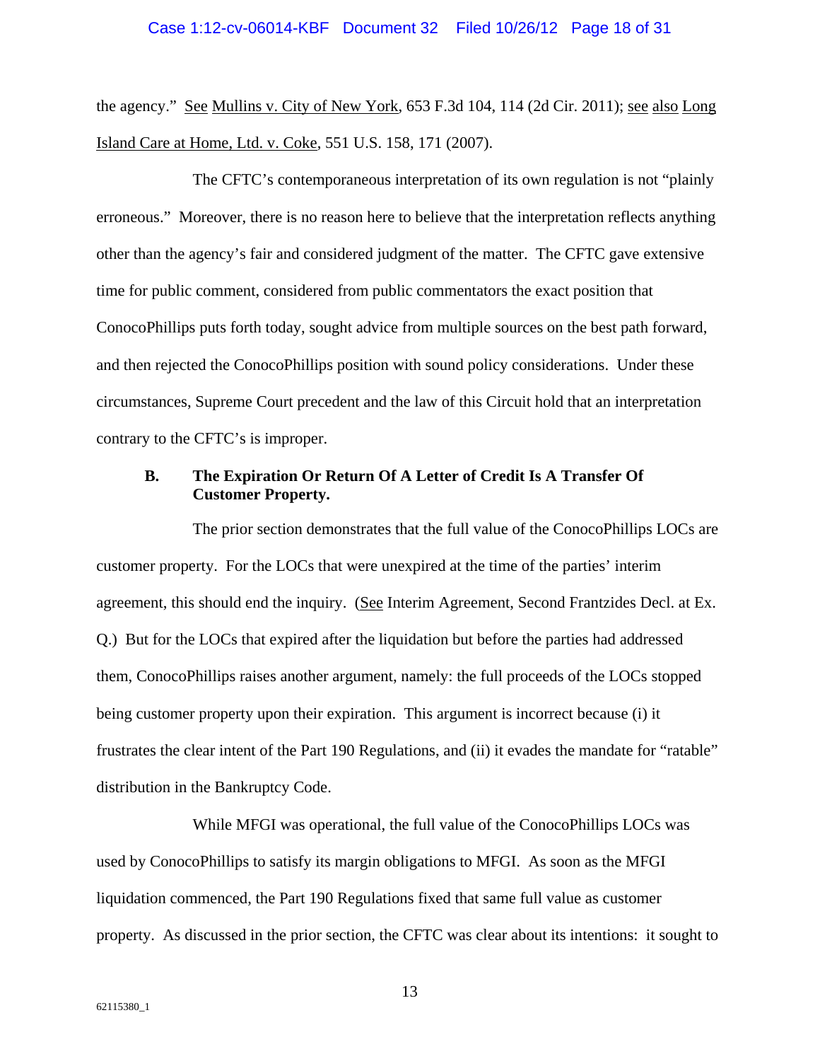the agency." See Mullins v. City of New York, 653 F.3d 104, 114 (2d Cir. 2011); see also Long Island Care at Home, Ltd. v. Coke, 551 U.S. 158, 171 (2007).

The CFTC's contemporaneous interpretation of its own regulation is not "plainly erroneous." Moreover, there is no reason here to believe that the interpretation reflects anything other than the agency's fair and considered judgment of the matter. The CFTC gave extensive time for public comment, considered from public commentators the exact position that ConocoPhillips puts forth today, sought advice from multiple sources on the best path forward, and then rejected the ConocoPhillips position with sound policy considerations. Under these circumstances, Supreme Court precedent and the law of this Circuit hold that an interpretation contrary to the CFTC's is improper.

### B. The Expiration Or Return Of A Letter of Credit Is A Transfer Of Customer Property.

The prior section demonstrates that the full value of the ConocoPhillips LOCs are customer property. For the LOCs that were unexpired at the time of the parties' interim agreement, this should end the inquiry. (See Interim Agreement, Second Frantzides Decl. at Ex. Q.) But for the LOCs that expired after the liquidation but before the parties had addressed them, ConocoPhillips raises another argument, namely: the full proceeds of the LOCs stopped being customer property upon their expiration. This argument is incorrect because (i) it frustrates the clear intent of the Part 190 Regulations, and (ii) it evades the mandate for "ratable" distribution in the Bankruptcy Code.

While MFGI was operational, the full value of the ConocoPhillips LOCs was used by ConocoPhillips to satisfy its margin obligations to MFGI. As soon as the MFGI liquidation commenced, the Part 190 Regulations fixed that same full value as customer property. As discussed in the prior section, the CFTC was clear about its intentions: it sought to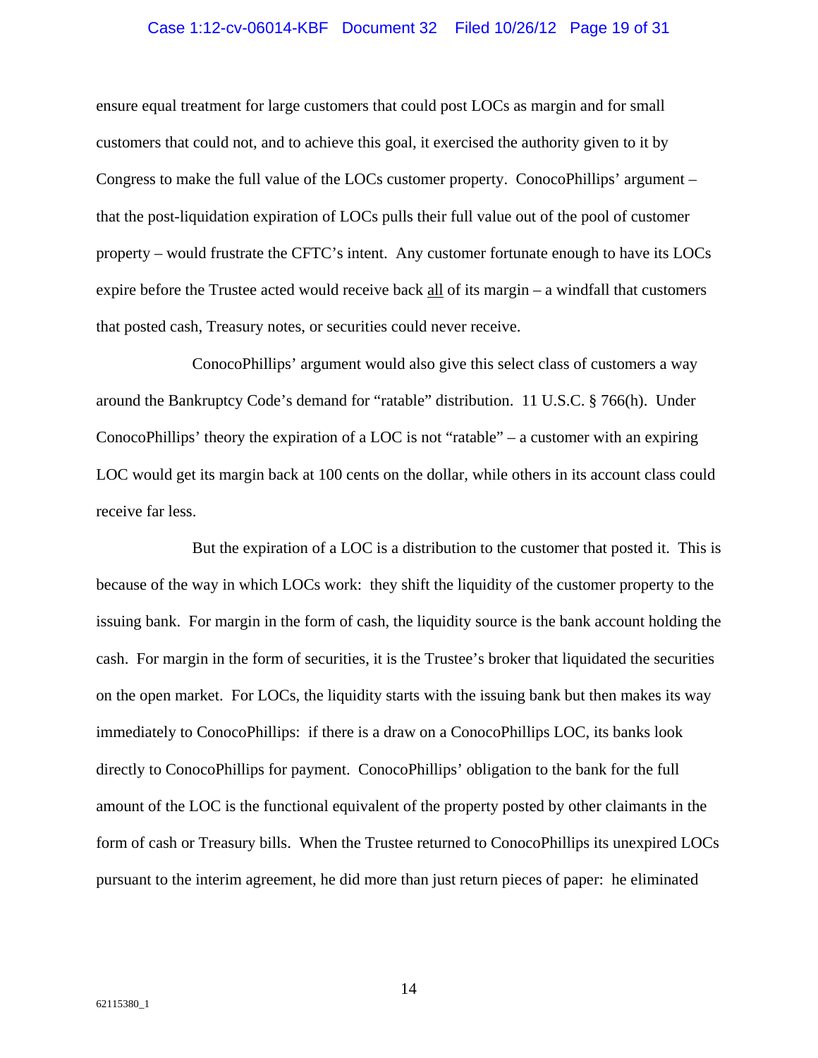ensure equal treatment for large customers that could post LOCs as margin and for small customers that could not, and to achieve this goal, it exercised the authority given to it by Congress to make the full value of the LOCs customer property. ConocoPhillips' argument – that the post-liquidation expiration of LOCs pulls their full value out of the pool of customer property – would frustrate the CFTC's intent. Any customer fortunate enough to have its LOCs expire before the Trustee acted would receive back <u>all</u> of its margin – a windfall that customers that posted cash, Treasury notes, or securities could never receive.

ConocoPhillips' argument would also give this select class of customers a way around the Bankruptcy Code's demand for "ratable" distribution. 11 U.S.C. § 766(h). Under ConocoPhillips' theory the expiration of a LOC is not "ratable" – a customer with an expiring LOC would get its margin back at 100 cents on the dollar, while others in its account class could receive far less.

But the expiration of a LOC is a distribution to the customer that posted it. This is because of the way in which LOCs work: they shift the liquidity of the customer property to the issuing bank. For margin in the form of cash, the liquidity source is the bank account holding the cash. For margin in the form of securities, it is the Trustee's broker that liquidated the securities on the open market. For LOCs, the liquidity starts with the issuing bank but then makes its way immediately to ConocoPhillips: if there is a draw on a ConocoPhillips LOC, its banks look directly to ConocoPhillips for payment. ConocoPhillips' obligation to the bank for the full amount of the LOC is the functional equivalent of the property posted by other claimants in the form of cash or Treasury bills. When the Trustee returned to ConocoPhillips its unexpired LOCs pursuant to the interim agreement, he did more than just return pieces of paper: he eliminated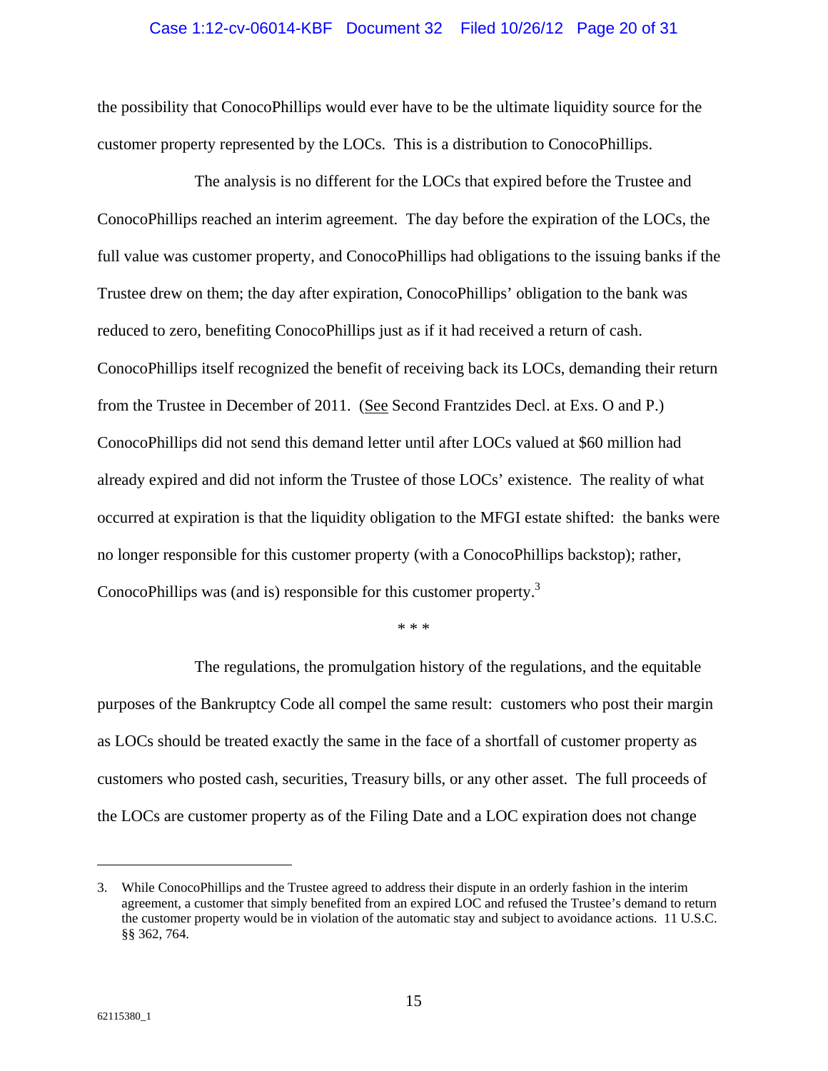the possibility that ConocoPhillips would ever have to be the ultimate liquidity source for the customer property represented by the LOCs. This is a distribution to ConocoPhillips.

The analysis is no different for the LOCs that expired before the Trustee and ConocoPhillips reached an interim agreement. The day before the expiration of the LOCs, the full value was customer property, and ConocoPhillips had obligations to the issuing banks if the Trustee drew on them; the day after expiration, ConocoPhillips' obligation to the bank was reduced to zero, benefiting ConocoPhillips just as if it had received a return of cash. ConocoPhillips itself recognized the benefit of receiving back its LOCs, demanding their return from the Trustee in December of 2011. (See Second Frantzides Decl. at Exs. O and P.) ConocoPhillips did not send this demand letter until after LOCs valued at $60 million had already expired and did not inform the Trustee of those LOCs' existence. The reality of what occurred at expiration is that the liquidity obligation to the MFGI estate shifted: the banks were no longer responsible for this customer property (with a ConocoPhillips backstop); rather, ConocoPhillips was (and is) responsible for this customer property.[3]

\* \* \*

The regulations, the promulgation history of the regulations, and the equitable purposes of the Bankruptcy Code all compel the same result: customers who post their margin as LOCs should be treated exactly the same in the face of a shortfall of customer property as customers who posted cash, securities, Treasury bills, or any other asset. The full proceeds of the LOCs are customer property as of the Filing Date and a LOC expiration does not change

---

3. While ConocoPhillips and the Trustee agreed to address their dispute in an orderly fashion in the interim agreement, a customer that simply benefited from an expired LOC and refused the Trustee's demand to return the customer property would be in violation of the automatic stay and subject to avoidance actions. 11 U.S.C. §§ 362, 764.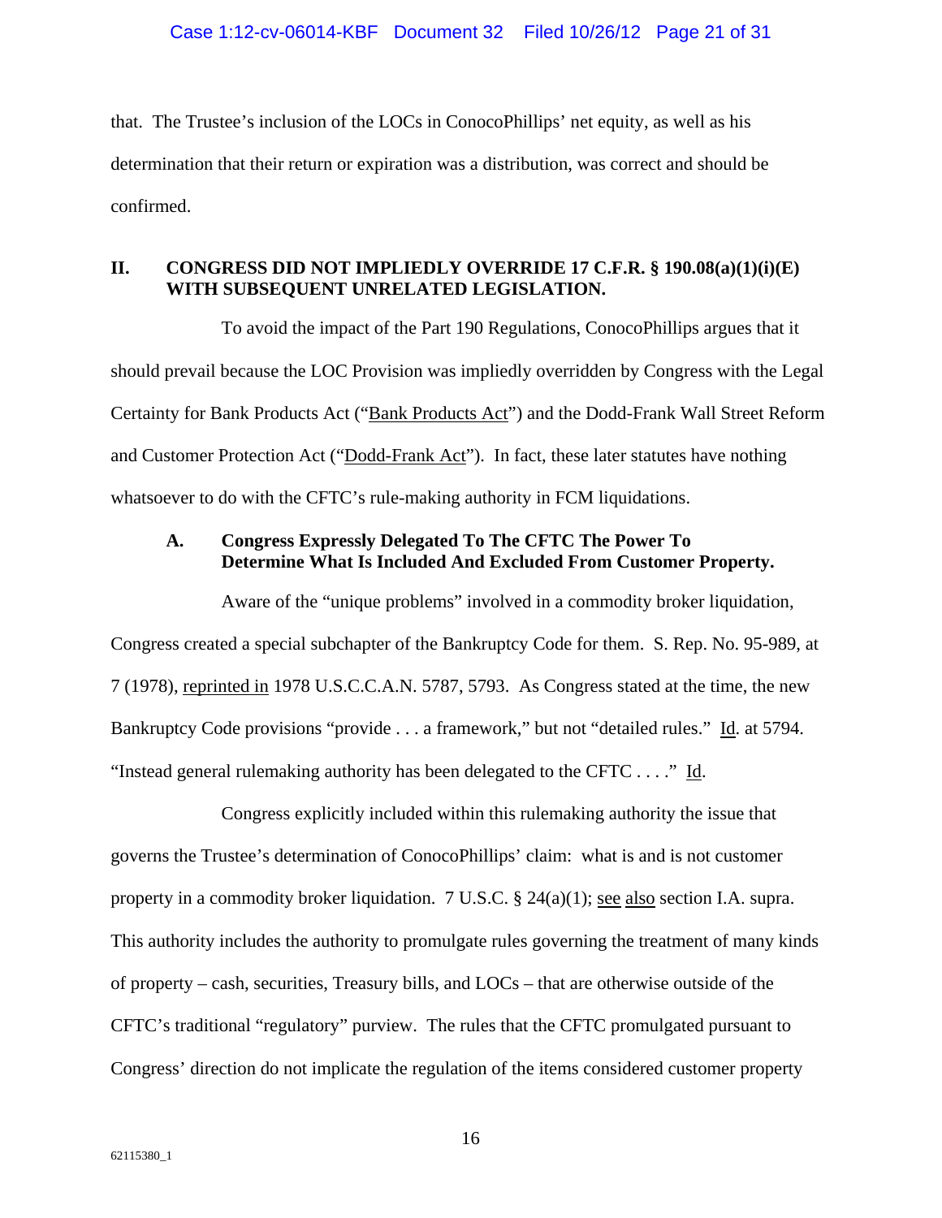that. The Trustee's inclusion of the LOCs in ConocoPhillips' net equity, as well as his determination that their return or expiration was a distribution, was correct and should be confirmed.

## II. CONGRESS DID NOT IMPLIEDLY OVERRIDE 17 C.F.R. § 190.08(a)(1)(i)(E) WITH SUBSEQUENT UNRELATED LEGISLATION.

To avoid the impact of the Part 190 Regulations, ConocoPhillips argues that it should prevail because the LOC Provision was impliedly overridden by Congress with the Legal Certainty for Bank Products Act ("Bank Products Act") and the Dodd-Frank Wall Street Reform and Customer Protection Act ("Dodd-Frank Act"). In fact, these later statutes have nothing whatsoever to do with the CFTC's rule-making authority in FCM liquidations.

### A. Congress Expressly Delegated To The CFTC The Power To Determine What Is Included And Excluded From Customer Property.

Aware of the "unique problems" involved in a commodity broker liquidation, Congress created a special subchapter of the Bankruptcy Code for them. S. Rep. No. 95-989, at 7 (1978), reprinted in 1978 U.S.C.C.A.N. 5787, 5793. As Congress stated at the time, the new Bankruptcy Code provisions "provide . . . a framework," but not "detailed rules." Id. at 5794. "Instead general rulemaking authority has been delegated to the CFTC . . . ." Id.

Congress explicitly included within this rulemaking authority the issue that governs the Trustee's determination of ConocoPhillips' claim: what is and is not customer property in a commodity broker liquidation. 7 U.S.C. § 24(a)(1); see also section I.A. supra. This authority includes the authority to promulgate rules governing the treatment of many kinds of property – cash, securities, Treasury bills, and LOCs – that are otherwise outside of the CFTC's traditional "regulatory" purview. The rules that the CFTC promulgated pursuant to Congress' direction do not implicate the regulation of the items considered customer property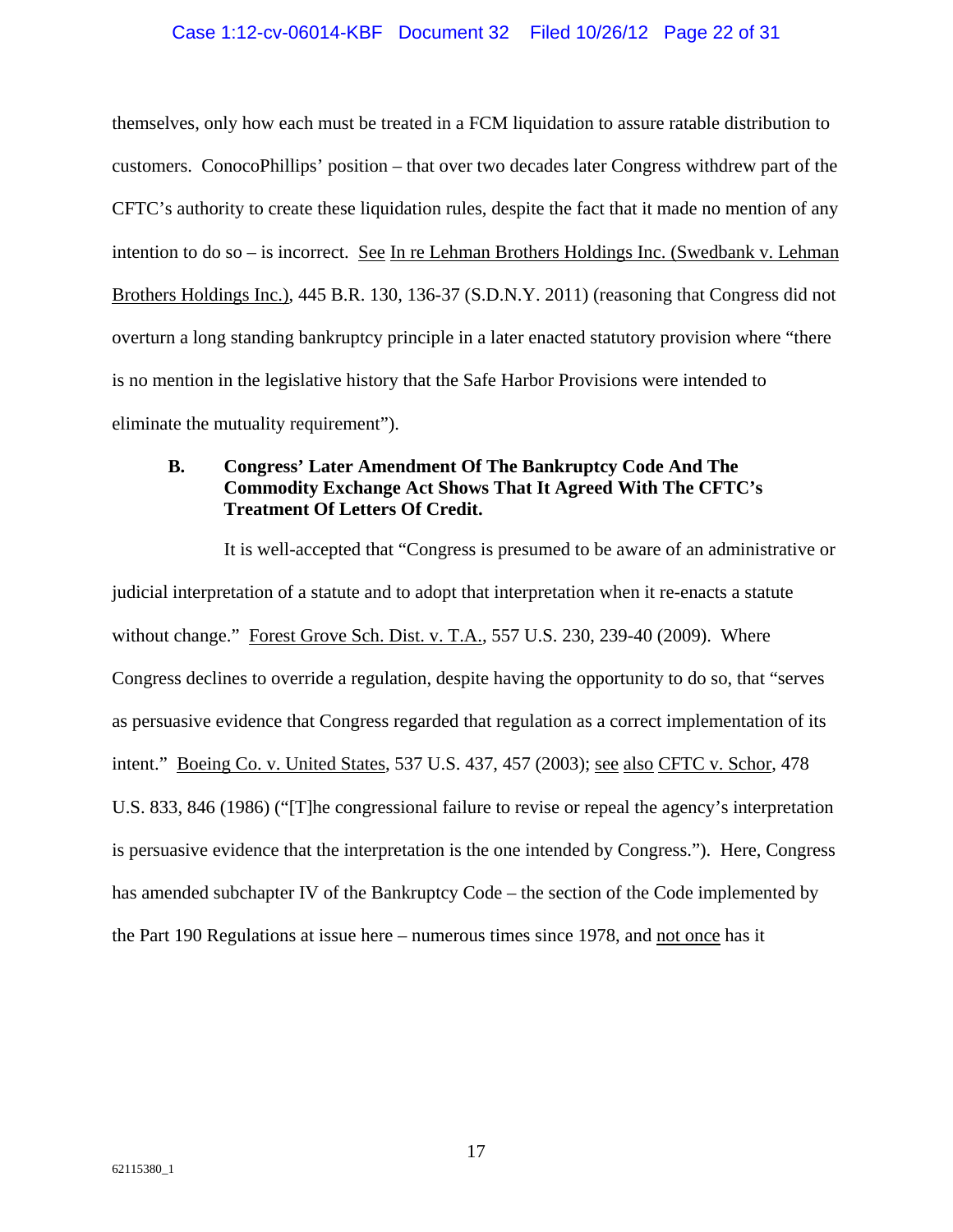themselves, only how each must be treated in a FCM liquidation to assure ratable distribution to customers. ConocoPhillips' position – that over two decades later Congress withdrew part of the CFTC's authority to create these liquidation rules, despite the fact that it made no mention of any intention to do so – is incorrect. See In re Lehman Brothers Holdings Inc. (Swedbank v. Lehman Brothers Holdings Inc.), 445 B.R. 130, 136-37 (S.D.N.Y. 2011) (reasoning that Congress did not overturn a long standing bankruptcy principle in a later enacted statutory provision where "there is no mention in the legislative history that the Safe Harbor Provisions were intended to eliminate the mutuality requirement").

### B. Congress' Later Amendment Of The Bankruptcy Code And The Commodity Exchange Act Shows That It Agreed With The CFTC's Treatment Of Letters Of Credit.

It is well-accepted that "Congress is presumed to be aware of an administrative or judicial interpretation of a statute and to adopt that interpretation when it re-enacts a statute without change." Forest Grove Sch. Dist. v. T.A., 557 U.S. 230, 239-40 (2009). Where Congress declines to override a regulation, despite having the opportunity to do so, that "serves as persuasive evidence that Congress regarded that regulation as a correct implementation of its intent." Boeing Co. v. United States, 537 U.S. 437, 457 (2003); see also CFTC v. Schor, 478 U.S. 833, 846 (1986) ("[T]he congressional failure to revise or repeal the agency's interpretation is persuasive evidence that the interpretation is the one intended by Congress."). Here, Congress has amended subchapter IV of the Bankruptcy Code – the section of the Code implemented by the Part 190 Regulations at issue here – numerous times since 1978, and not once has it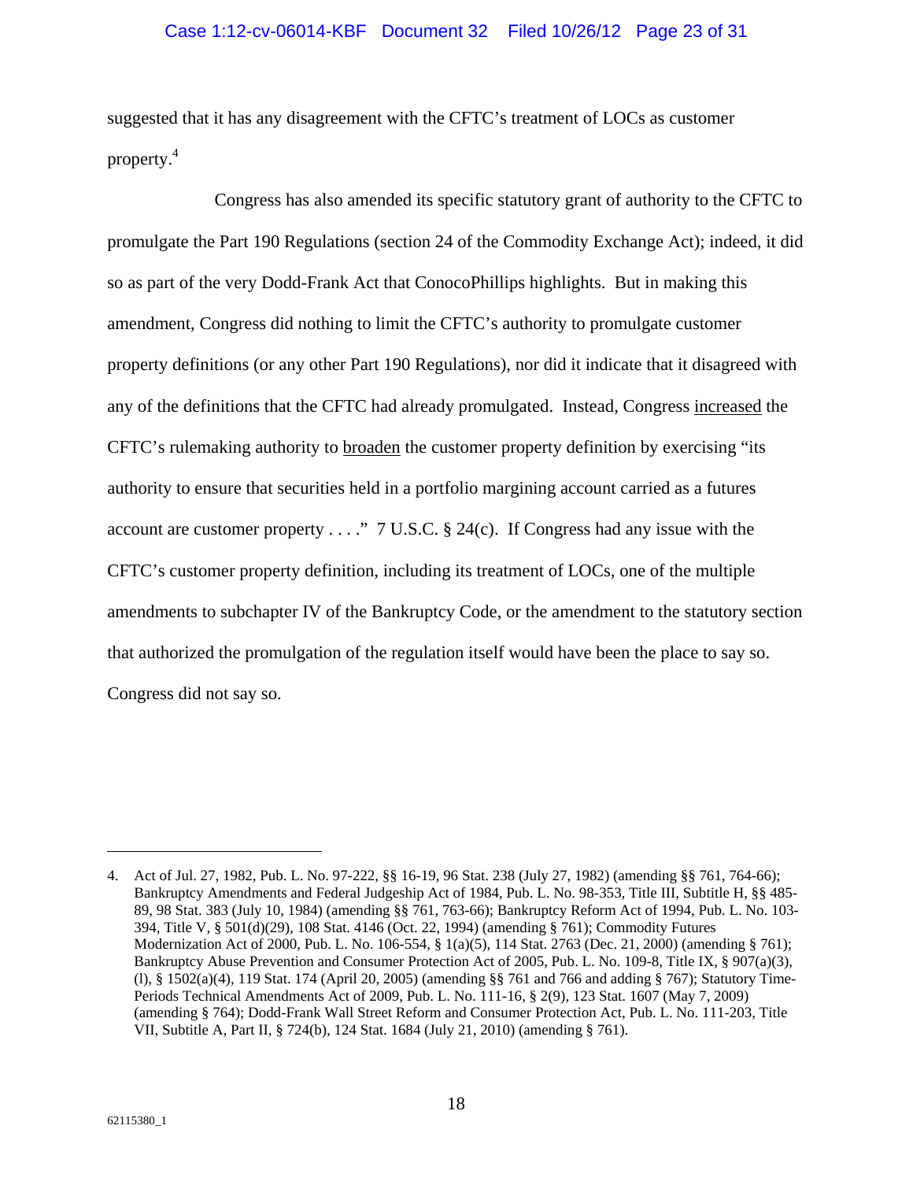suggested that it has any disagreement with the CFTC's treatment of LOCs as customer property.[4]

Congress has also amended its specific statutory grant of authority to the CFTC to promulgate the Part 190 Regulations (section 24 of the Commodity Exchange Act); indeed, it did so as part of the very Dodd-Frank Act that ConocoPhillips highlights. But in making this amendment, Congress did nothing to limit the CFTC's authority to promulgate customer property definitions (or any other Part 190 Regulations), nor did it indicate that it disagreed with any of the definitions that the CFTC had already promulgated. Instead, Congress <u>increased</u> the CFTC's rulemaking authority to <u>broaden</u> the customer property definition by exercising "its authority to ensure that securities held in a portfolio margining account carried as a futures account are customer property . . . ." 7 U.S.C. § 24(c). If Congress had any issue with the CFTC's customer property definition, including its treatment of LOCs, one of the multiple amendments to subchapter IV of the Bankruptcy Code, or the amendment to the statutory section that authorized the promulgation of the regulation itself would have been the place to say so. Congress did not say so.

---

4. Act of Jul. 27, 1982, Pub. L. No. 97-222, §§ 16-19, 96 Stat. 238 (July 27, 1982) (amending §§ 761, 764-66); Bankruptcy Amendments and Federal Judgeship Act of 1984, Pub. L. No. 98-353, Title III, Subtitle H, §§ 485-89, 98 Stat. 383 (July 10, 1984) (amending §§ 761, 763-66); Bankruptcy Reform Act of 1994, Pub. L. No. 103-394, Title V, § 501(d)(29), 108 Stat. 4146 (Oct. 22, 1994) (amending § 761); Commodity Futures Modernization Act of 2000, Pub. L. No. 106-554, § 1(a)(5), 114 Stat. 2763 (Dec. 21, 2000) (amending § 761); Bankruptcy Abuse Prevention and Consumer Protection Act of 2005, Pub. L. No. 109-8, Title IX, § 907(a)(3), (l), § 1502(a)(4), 119 Stat. 174 (April 20, 2005) (amending §§ 761 and 766 and adding § 767); Statutory Time-Periods Technical Amendments Act of 2009, Pub. L. No. 111-16, § 2(9), 123 Stat. 1607 (May 7, 2009) (amending § 764); Dodd-Frank Wall Street Reform and Consumer Protection Act, Pub. L. No. 111-203, Title VII, Subtitle A, Part II, § 724(b), 124 Stat. 1684 (July 21, 2010) (amending § 761).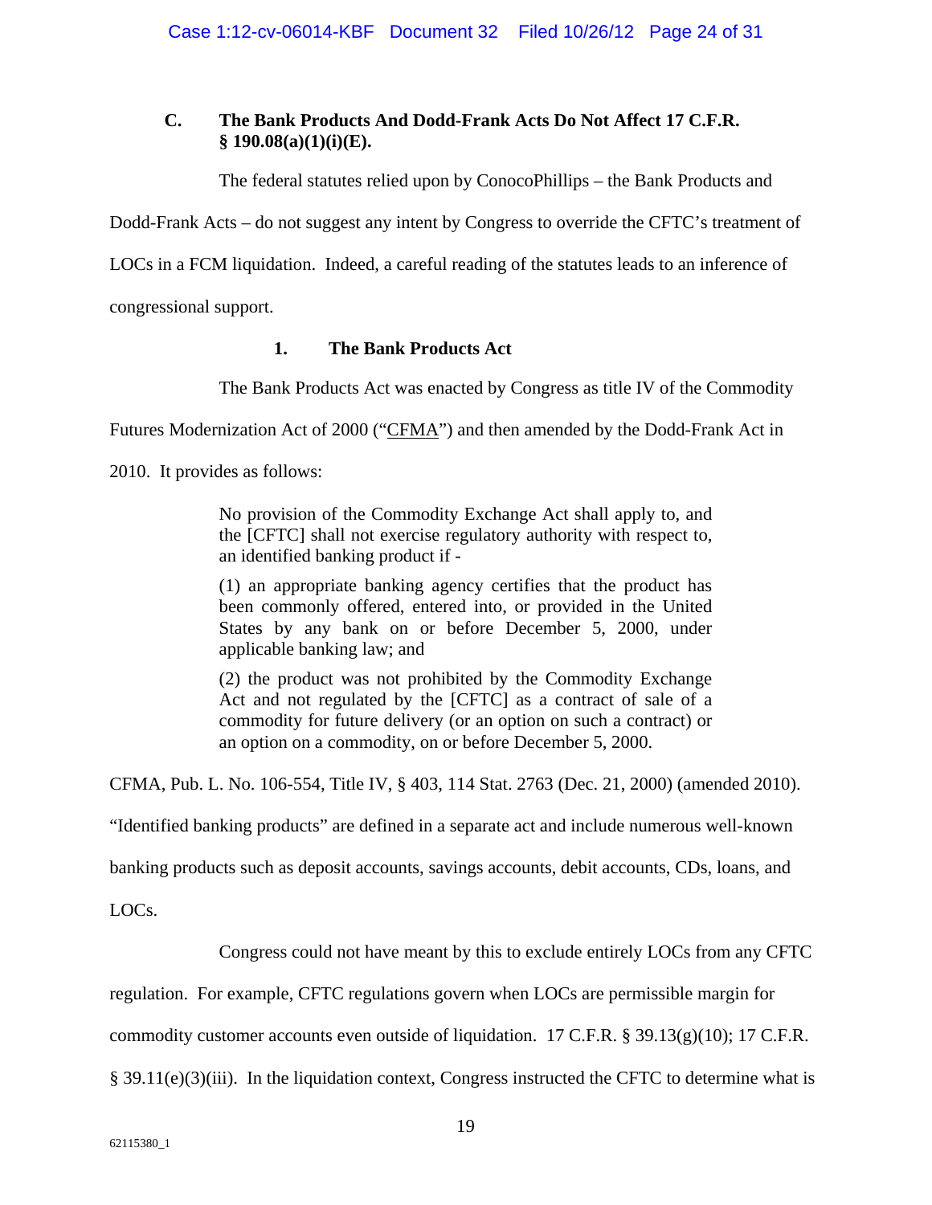### C. The Bank Products And Dodd-Frank Acts Do Not Affect 17 C.F.R. § 190.08(a)(1)(i)(E).

The federal statutes relied upon by ConocoPhillips – the Bank Products and Dodd-Frank Acts – do not suggest any intent by Congress to override the CFTC's treatment of LOCs in a FCM liquidation. Indeed, a careful reading of the statutes leads to an inference of congressional support.

#### 1. The Bank Products Act

The Bank Products Act was enacted by Congress as title IV of the Commodity Futures Modernization Act of 2000 ("CFMA") and then amended by the Dodd-Frank Act in 2010. It provides as follows:

> No provision of the Commodity Exchange Act shall apply to, and the [CFTC] shall not exercise regulatory authority with respect to, an identified banking product if -
>
> (1) an appropriate banking agency certifies that the product has been commonly offered, entered into, or provided in the United States by any bank on or before December 5, 2000, under applicable banking law; and
>
> (2) the product was not prohibited by the Commodity Exchange Act and not regulated by the [CFTC] as a contract of sale of a commodity for future delivery (or an option on such a contract) or an option on a commodity, on or before December 5, 2000.

CFMA, Pub. L. No. 106-554, Title IV, § 403, 114 Stat. 2763 (Dec. 21, 2000) (amended 2010). "Identified banking products" are defined in a separate act and include numerous well-known banking products such as deposit accounts, savings accounts, debit accounts, CDs, loans, and LOCs.

Congress could not have meant by this to exclude entirely LOCs from any CFTC regulation. For example, CFTC regulations govern when LOCs are permissible margin for commodity customer accounts even outside of liquidation. 17 C.F.R. § 39.13(g)(10); 17 C.F.R. § 39.11(e)(3)(iii). In the liquidation context, Congress instructed the CFTC to determine what is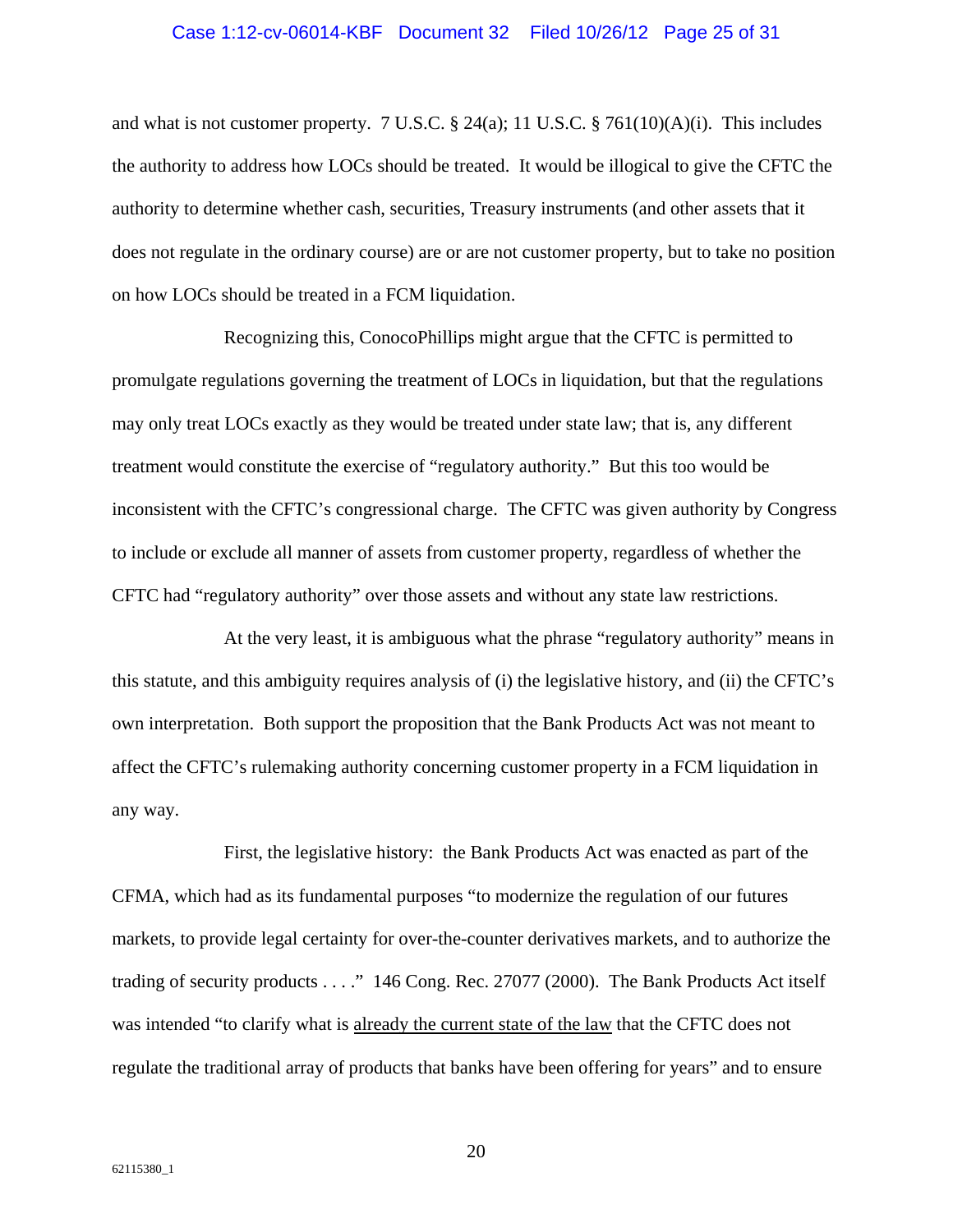and what is not customer property. 7 U.S.C. § 24(a); 11 U.S.C. § 761(10)(A)(i). This includes the authority to address how LOCs should be treated. It would be illogical to give the CFTC the authority to determine whether cash, securities, Treasury instruments (and other assets that it does not regulate in the ordinary course) are or are not customer property, but to take no position on how LOCs should be treated in a FCM liquidation.

Recognizing this, ConocoPhillips might argue that the CFTC is permitted to promulgate regulations governing the treatment of LOCs in liquidation, but that the regulations may only treat LOCs exactly as they would be treated under state law; that is, any different treatment would constitute the exercise of "regulatory authority." But this too would be inconsistent with the CFTC's congressional charge. The CFTC was given authority by Congress to include or exclude all manner of assets from customer property, regardless of whether the CFTC had "regulatory authority" over those assets and without any state law restrictions.

At the very least, it is ambiguous what the phrase "regulatory authority" means in this statute, and this ambiguity requires analysis of (i) the legislative history, and (ii) the CFTC's own interpretation. Both support the proposition that the Bank Products Act was not meant to affect the CFTC's rulemaking authority concerning customer property in a FCM liquidation in any way.

First, the legislative history: the Bank Products Act was enacted as part of the CFMA, which had as its fundamental purposes "to modernize the regulation of our futures markets, to provide legal certainty for over-the-counter derivatives markets, and to authorize the trading of security products . . . ." 146 Cong. Rec. 27077 (2000). The Bank Products Act itself was intended "to clarify what is <u>already the current state of the law</u> that the CFTC does not regulate the traditional array of products that banks have been offering for years" and to ensure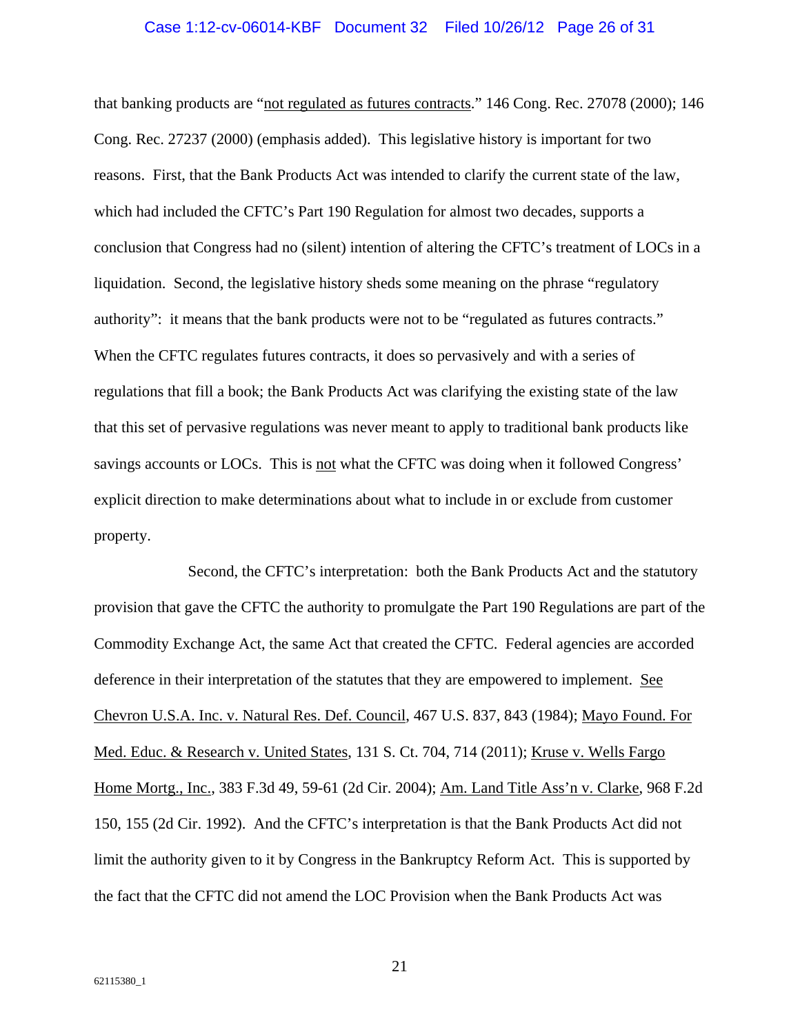that banking products are "<u>not regulated as futures contracts</u>." 146 Cong. Rec. 27078 (2000); 146 Cong. Rec. 27237 (2000) (emphasis added). This legislative history is important for two reasons. First, that the Bank Products Act was intended to clarify the current state of the law, which had included the CFTC's Part 190 Regulation for almost two decades, supports a conclusion that Congress had no (silent) intention of altering the CFTC's treatment of LOCs in a liquidation. Second, the legislative history sheds some meaning on the phrase "regulatory authority": it means that the bank products were not to be "regulated as futures contracts." When the CFTC regulates futures contracts, it does so pervasively and with a series of regulations that fill a book; the Bank Products Act was clarifying the existing state of the law that this set of pervasive regulations was never meant to apply to traditional bank products like savings accounts or LOCs. This is <u>not</u> what the CFTC was doing when it followed Congress' explicit direction to make determinations about what to include in or exclude from customer property.

Second, the CFTC's interpretation: both the Bank Products Act and the statutory provision that gave the CFTC the authority to promulgate the Part 190 Regulations are part of the Commodity Exchange Act, the same Act that created the CFTC. Federal agencies are accorded deference in their interpretation of the statutes that they are empowered to implement. <u>See</u> <u>Chevron U.S.A. Inc. v. Natural Res. Def. Council</u>, 467 U.S. 837, 843 (1984); <u>Mayo Found. For Med. Educ. & Research v. United States</u>, 131 S. Ct. 704, 714 (2011); <u>Kruse v. Wells Fargo Home Mortg., Inc.</u>, 383 F.3d 49, 59-61 (2d Cir. 2004); <u>Am. Land Title Ass'n v. Clarke</u>, 968 F.2d 150, 155 (2d Cir. 1992). And the CFTC's interpretation is that the Bank Products Act did not limit the authority given to it by Congress in the Bankruptcy Reform Act. This is supported by the fact that the CFTC did not amend the LOC Provision when the Bank Products Act was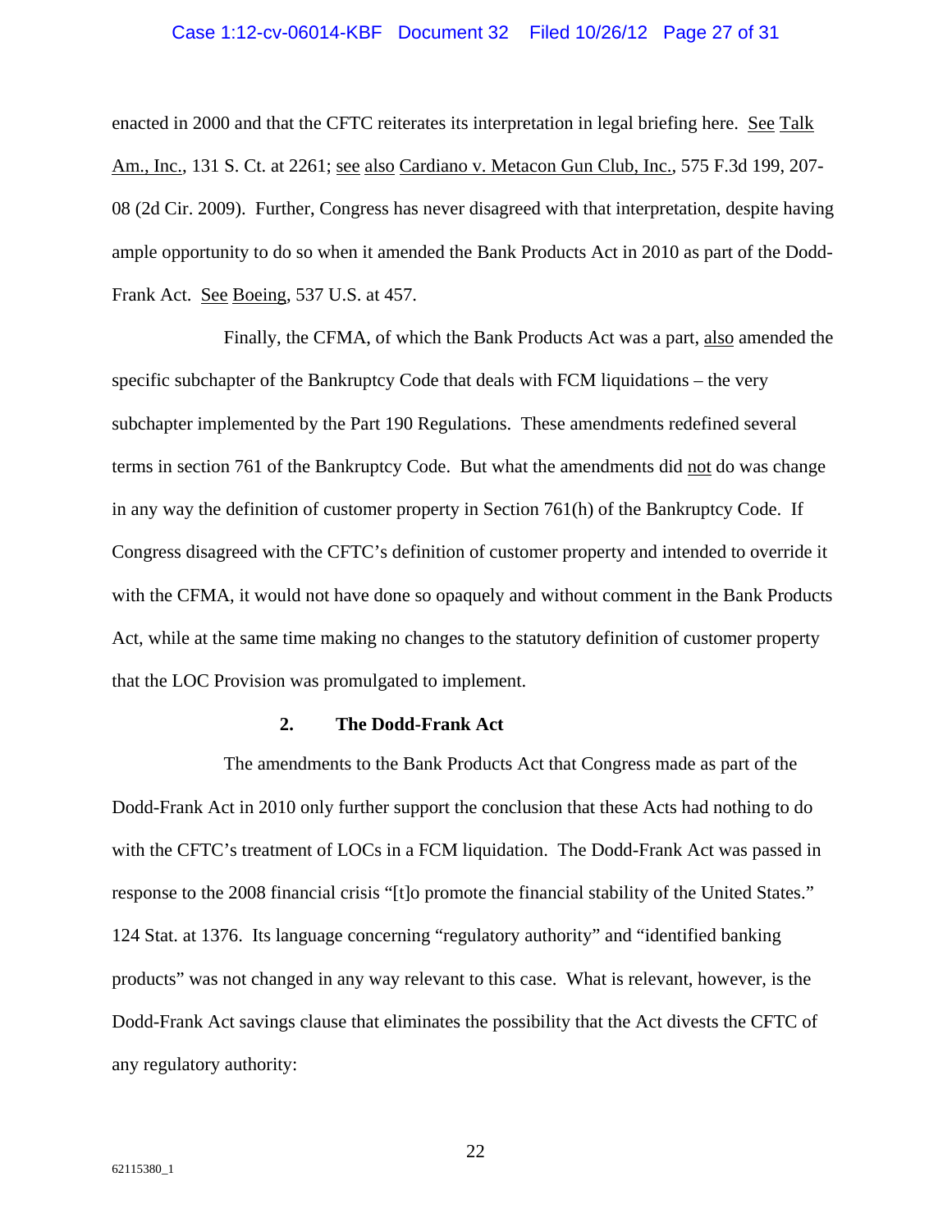enacted in 2000 and that the CFTC reiterates its interpretation in legal briefing here. See Talk Am., Inc., 131 S. Ct. at 2261; see also Cardiano v. Metacon Gun Club, Inc., 575 F.3d 199, 207-08 (2d Cir. 2009). Further, Congress has never disagreed with that interpretation, despite having ample opportunity to do so when it amended the Bank Products Act in 2010 as part of the Dodd-Frank Act. See Boeing, 537 U.S. at 457.

Finally, the CFMA, of which the Bank Products Act was a part, also amended the specific subchapter of the Bankruptcy Code that deals with FCM liquidations – the very subchapter implemented by the Part 190 Regulations. These amendments redefined several terms in section 761 of the Bankruptcy Code. But what the amendments did not do was change in any way the definition of customer property in Section 761(h) of the Bankruptcy Code. If Congress disagreed with the CFTC's definition of customer property and intended to override it with the CFMA, it would not have done so opaquely and without comment in the Bank Products Act, while at the same time making no changes to the statutory definition of customer property that the LOC Provision was promulgated to implement.

**2. The Dodd-Frank Act**

The amendments to the Bank Products Act that Congress made as part of the Dodd-Frank Act in 2010 only further support the conclusion that these Acts had nothing to do with the CFTC's treatment of LOCs in a FCM liquidation. The Dodd-Frank Act was passed in response to the 2008 financial crisis "[t]o promote the financial stability of the United States." 124 Stat. at 1376. Its language concerning "regulatory authority" and "identified banking products" was not changed in any way relevant to this case. What is relevant, however, is the Dodd-Frank Act savings clause that eliminates the possibility that the Act divests the CFTC of any regulatory authority: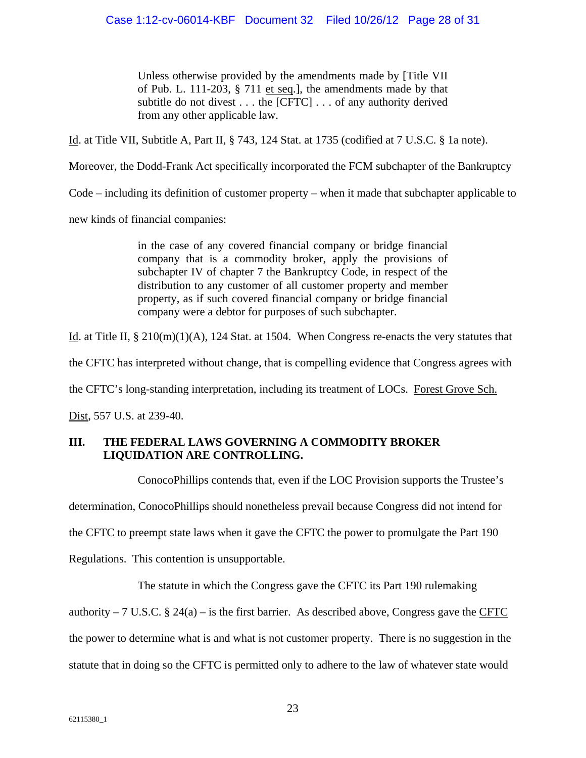> Unless otherwise provided by the amendments made by [Title VII of Pub. L. 111-203, § 711 et seq.], the amendments made by that subtitle do not divest . . . the [CFTC] . . . of any authority derived from any other applicable law.

Id. at Title VII, Subtitle A, Part II, § 743, 124 Stat. at 1735 (codified at 7 U.S.C. § 1a note). Moreover, the Dodd-Frank Act specifically incorporated the FCM subchapter of the Bankruptcy Code – including its definition of customer property – when it made that subchapter applicable to new kinds of financial companies:

> in the case of any covered financial company or bridge financial company that is a commodity broker, apply the provisions of subchapter IV of chapter 7 the Bankruptcy Code, in respect of the distribution to any customer of all customer property and member property, as if such covered financial company or bridge financial company were a debtor for purposes of such subchapter.

Id. at Title II, § 210(m)(1)(A), 124 Stat. at 1504. When Congress re-enacts the very statutes that the CFTC has interpreted without change, that is compelling evidence that Congress agrees with the CFTC's long-standing interpretation, including its treatment of LOCs. Forest Grove Sch. Dist, 557 U.S. at 239-40.

## III. THE FEDERAL LAWS GOVERNING A COMMODITY BROKER LIQUIDATION ARE CONTROLLING.

ConocoPhillips contends that, even if the LOC Provision supports the Trustee's determination, ConocoPhillips should nonetheless prevail because Congress did not intend for the CFTC to preempt state laws when it gave the CFTC the power to promulgate the Part 190 Regulations. This contention is unsupportable.

The statute in which the Congress gave the CFTC its Part 190 rulemaking authority – 7 U.S.C. § 24(a) – is the first barrier. As described above, Congress gave the CFTC the power to determine what is and what is not customer property. There is no suggestion in the statute that in doing so the CFTC is permitted only to adhere to the law of whatever state would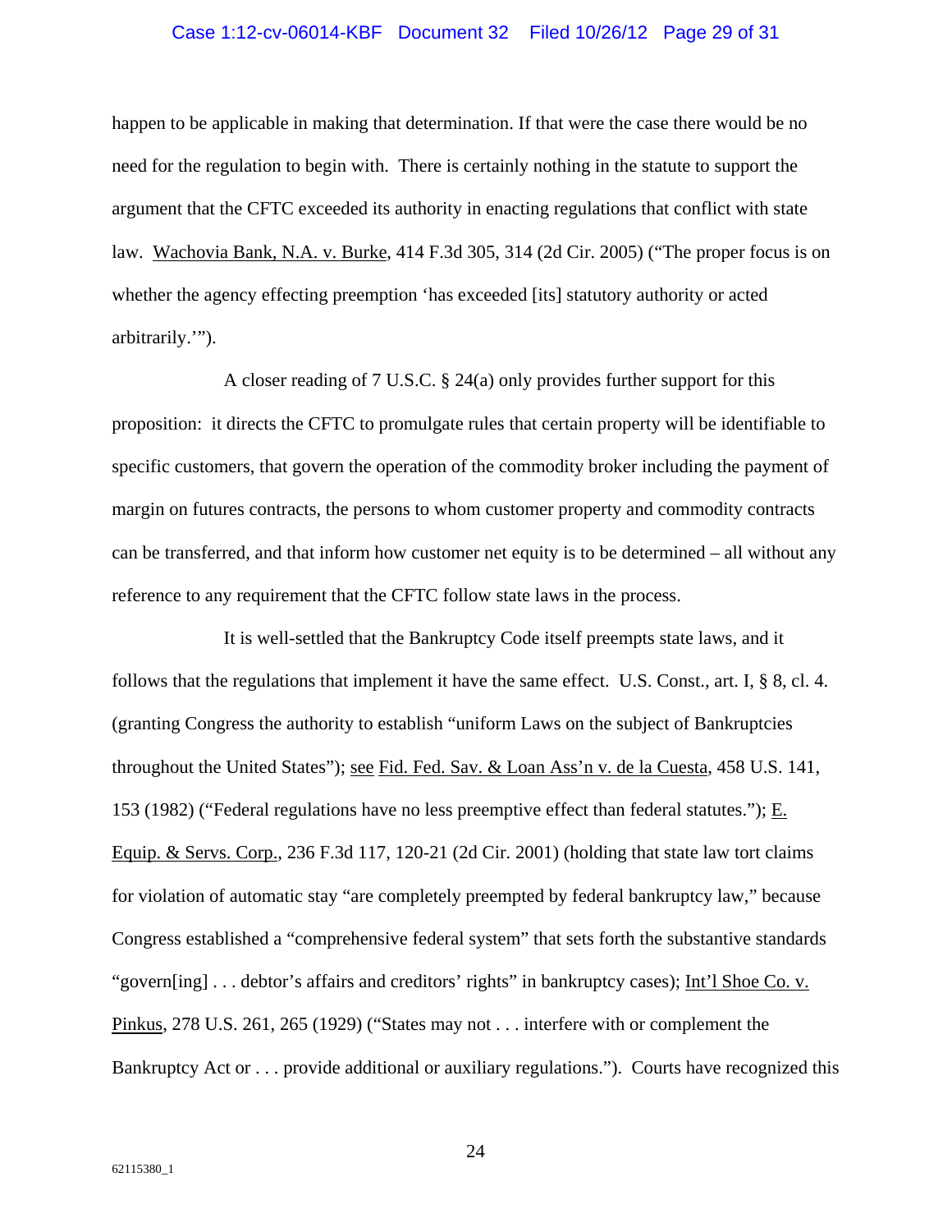happen to be applicable in making that determination. If that were the case there would be no need for the regulation to begin with. There is certainly nothing in the statute to support the argument that the CFTC exceeded its authority in enacting regulations that conflict with state law. Wachovia Bank, N.A. v. Burke, 414 F.3d 305, 314 (2d Cir. 2005) ("The proper focus is on whether the agency effecting preemption 'has exceeded [its] statutory authority or acted arbitrarily.'").

A closer reading of 7 U.S.C. § 24(a) only provides further support for this proposition: it directs the CFTC to promulgate rules that certain property will be identifiable to specific customers, that govern the operation of the commodity broker including the payment of margin on futures contracts, the persons to whom customer property and commodity contracts can be transferred, and that inform how customer net equity is to be determined – all without any reference to any requirement that the CFTC follow state laws in the process.

It is well-settled that the Bankruptcy Code itself preempts state laws, and it follows that the regulations that implement it have the same effect. U.S. Const., art. I, § 8, cl. 4. (granting Congress the authority to establish "uniform Laws on the subject of Bankruptcies throughout the United States"); see Fid. Fed. Sav. & Loan Ass'n v. de la Cuesta, 458 U.S. 141, 153 (1982) ("Federal regulations have no less preemptive effect than federal statutes."); E. Equip. & Servs. Corp., 236 F.3d 117, 120-21 (2d Cir. 2001) (holding that state law tort claims for violation of automatic stay "are completely preempted by federal bankruptcy law," because Congress established a "comprehensive federal system" that sets forth the substantive standards "govern[ing] . . . debtor's affairs and creditors' rights" in bankruptcy cases); Int'l Shoe Co. v. Pinkus, 278 U.S. 261, 265 (1929) ("States may not . . . interfere with or complement the Bankruptcy Act or . . . provide additional or auxiliary regulations."). Courts have recognized this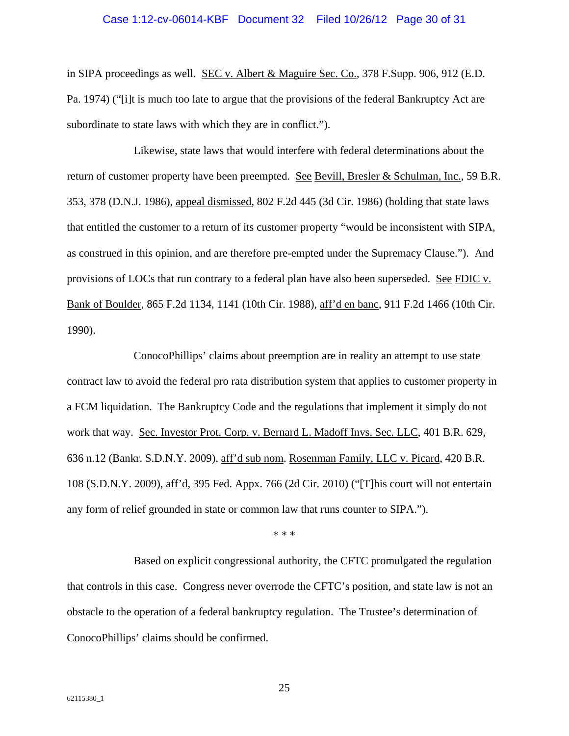in SIPA proceedings as well. SEC v. Albert & Maguire Sec. Co., 378 F.Supp. 906, 912 (E.D. Pa. 1974) ("[i]t is much too late to argue that the provisions of the federal Bankruptcy Act are subordinate to state laws with which they are in conflict.").

Likewise, state laws that would interfere with federal determinations about the return of customer property have been preempted. See Bevill, Bresler & Schulman, Inc., 59 B.R. 353, 378 (D.N.J. 1986), appeal dismissed, 802 F.2d 445 (3d Cir. 1986) (holding that state laws that entitled the customer to a return of its customer property "would be inconsistent with SIPA, as construed in this opinion, and are therefore pre-empted under the Supremacy Clause."). And provisions of LOCs that run contrary to a federal plan have also been superseded. See FDIC v. Bank of Boulder, 865 F.2d 1134, 1141 (10th Cir. 1988), aff'd en banc, 911 F.2d 1466 (10th Cir. 1990).

ConocoPhillips' claims about preemption are in reality an attempt to use state contract law to avoid the federal pro rata distribution system that applies to customer property in a FCM liquidation. The Bankruptcy Code and the regulations that implement it simply do not work that way. Sec. Investor Prot. Corp. v. Bernard L. Madoff Invs. Sec. LLC, 401 B.R. 629, 636 n.12 (Bankr. S.D.N.Y. 2009), aff'd sub nom. Rosenman Family, LLC v. Picard, 420 B.R. 108 (S.D.N.Y. 2009), aff'd, 395 Fed. Appx. 766 (2d Cir. 2010) ("[T]his court will not entertain any form of relief grounded in state or common law that runs counter to SIPA.").

* * *

Based on explicit congressional authority, the CFTC promulgated the regulation that controls in this case. Congress never overrode the CFTC's position, and state law is not an obstacle to the operation of a federal bankruptcy regulation. The Trustee's determination of ConocoPhillips' claims should be confirmed.

62115380_1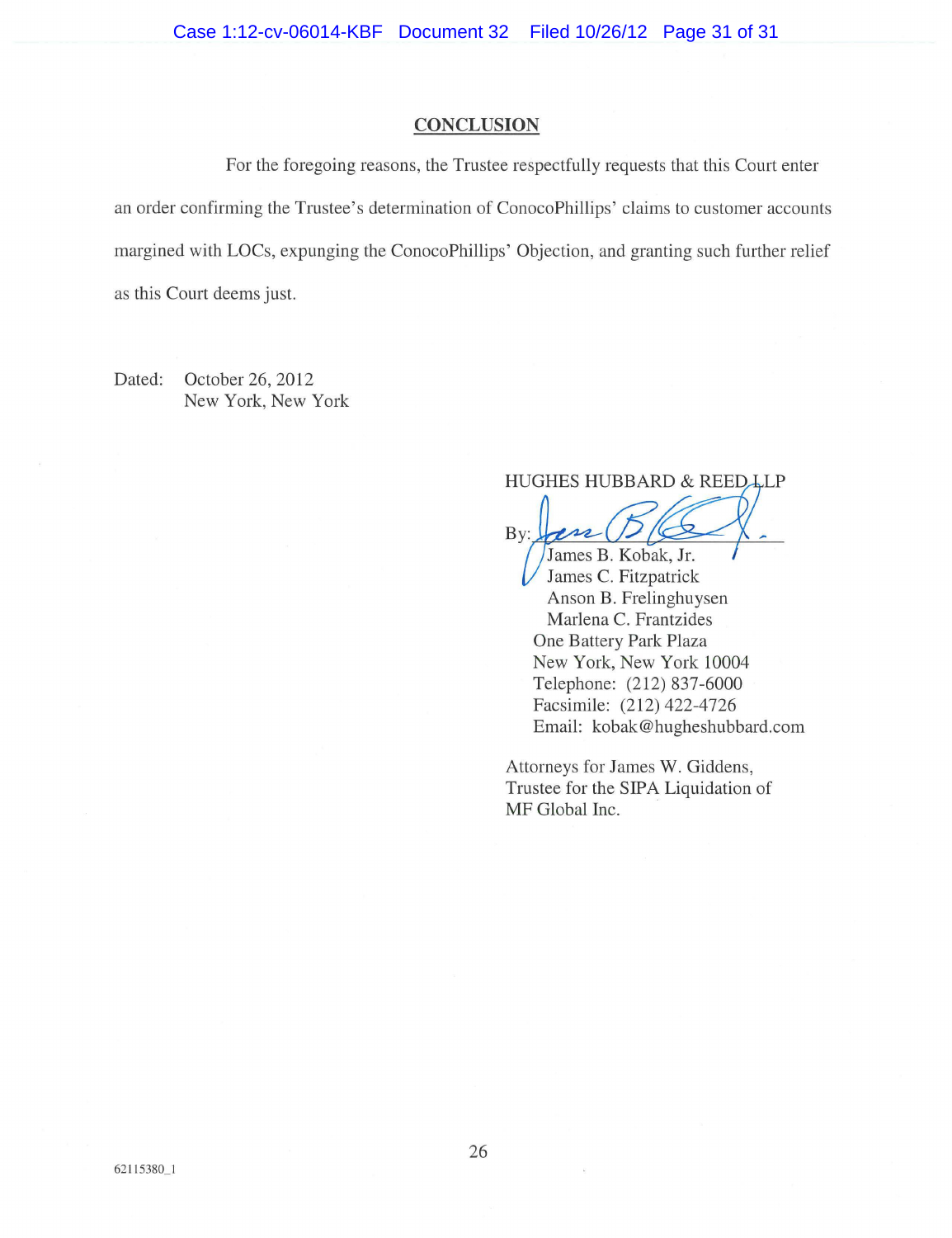## CONCLUSION

For the foregoing reasons, the Trustee respectfully requests that this Court enter an order confirming the Trustee's determination of ConocoPhillips' claims to customer accounts margined with LOCs, expunging the ConocoPhillips' Objection, and granting such further relief as this Court deems just.

Dated: October 26, 2012
New York, New York

HUGHES HUBBARD & REED LLP

By: James B. Kobak, Jr.
James C. Fitzpatrick
Anson B. Frelinghuysen
Marlena C. Frantzides
One Battery Park Plaza
New York, New York 10004
Telephone: (212) 837-6000
Facsimile: (212) 422-4726
Email: kobak@hugheshubbard.com

Attorneys for James W. Giddens,
Trustee for the SIPA Liquidation of
MF Global Inc.

62115380_1